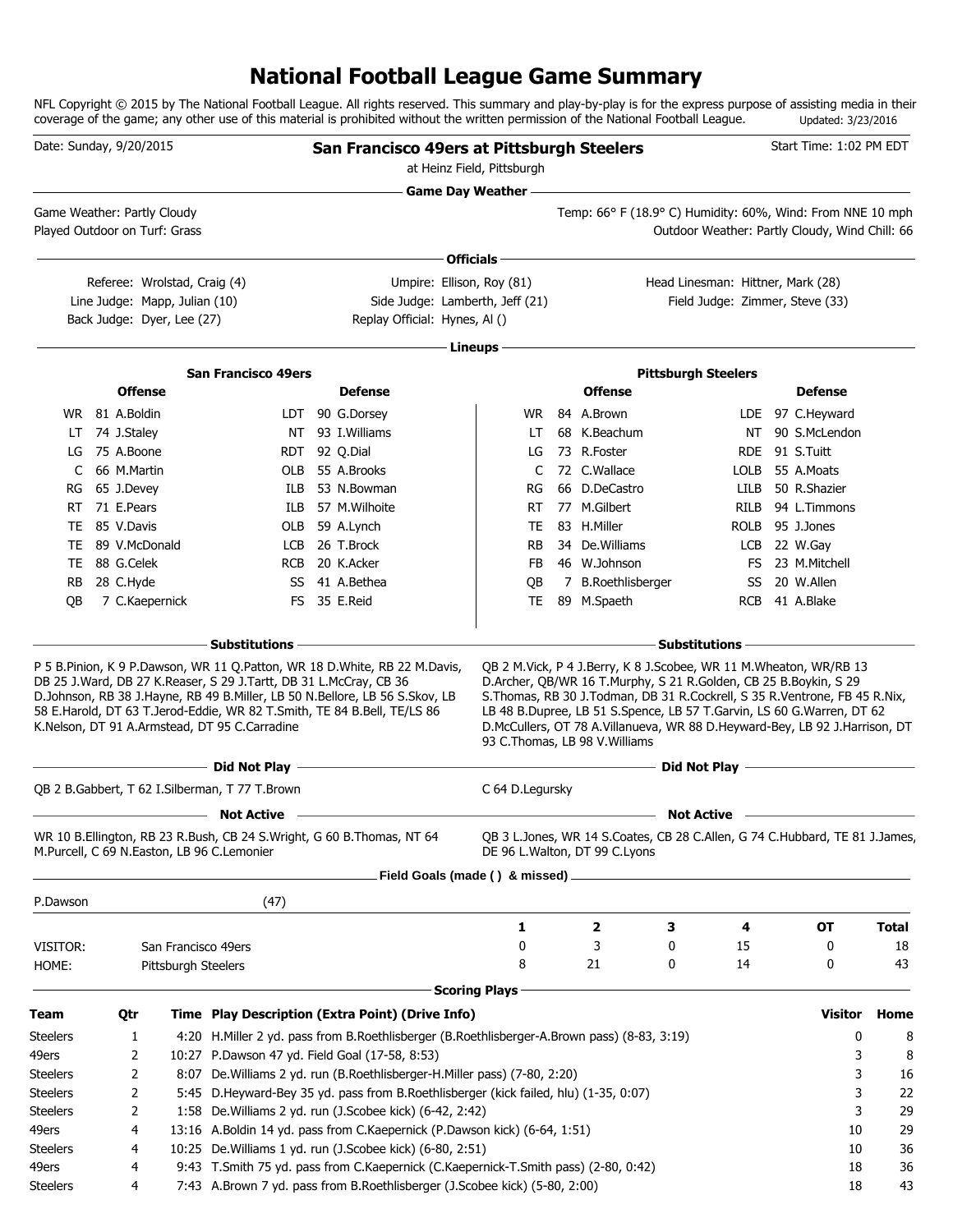# National Football League Game Summary

NFL Copyright © 2015 by The National Football League. All rights reserved. This summary and play-by-play is for the express purpose of assisting media in their coverage of the game; any other use of this material is prohibited without the written permission of the National Football League. Updated: 3/23/2016

Date: Sunday, 9/20/2015

## San Francisco 49ers at Pittsburgh Steelers

at Heinz Field, Pittsburgh

Start Time: 1:02 PM EDT

### Game Day Weather

Game Weather: Partly Cloudy

Played Outdoor on Turf: Grass

Temp: 66° F (18.9° C) Humidity: 60%, Wind: From NNE 10 mph

Outdoor Weather: Partly Cloudy, Wind Chill: 66

### Officials

Referee: Wrolstad, Craig (4)
Umpire: Ellison, Roy (81)
Head Linesman: Hittner, Mark (28)
Line Judge: Mapp, Julian (10)
Side Judge: Lamberth, Jeff (21)
Field Judge: Zimmer, Steve (33)
Back Judge: Dyer, Lee (27)
Replay Official: Hynes, Al ()

### Lineups

**San Francisco 49ers**

| Offense | | | Defense | | |
|---|---|---|---|---|---|
| WR | 81 | A.Boldin | LDT | 90 | G.Dorsey |
| LT | 74 | J.Staley | NT | 93 | I.Williams |
| LG | 75 | A.Boone | RDT | 92 | Q.Dial |
| C | 66 | M.Martin | OLB | 55 | A.Brooks |
| RG | 65 | J.Devey | ILB | 53 | N.Bowman |
| RT | 71 | E.Pears | ILB | 57 | M.Wilhoite |
| TE | 85 | V.Davis | OLB | 59 | A.Lynch |
| TE | 89 | V.McDonald | LCB | 26 | T.Brock |
| TE | 88 | G.Celek | RCB | 20 | K.Acker |
| RB | 28 | C.Hyde | SS | 41 | A.Bethea |
| QB | 7 | C.Kaepernick | FS | 35 | E.Reid |

**Pittsburgh Steelers**

| Offense | | | Defense | | |
|---|---|---|---|---|---|
| WR | 84 | A.Brown | LDE | 97 | C.Heyward |
| LT | 68 | K.Beachum | NT | 90 | S.McLendon |
| LG | 73 | R.Foster | RDE | 91 | S.Tuitt |
| C | 72 | C.Wallace | LOLB | 55 | A.Moats |
| RG | 66 | D.DeCastro | LILB | 50 | R.Shazier |
| RT | 77 | M.Gilbert | RILB | 94 | L.Timmons |
| TE | 83 | H.Miller | ROLB | 95 | J.Jones |
| RB | 34 | De.Williams | LCB | 22 | W.Gay |
| FB | 46 | W.Johnson | FS | 23 | M.Mitchell |
| QB | 7 | B.Roethlisberger | SS | 20 | W.Allen |
| TE | 89 | M.Spaeth | RCB | 41 | A.Blake |

### Substitutions

**San Francisco 49ers:** P 5 B.Pinion, K 9 P.Dawson, WR 11 Q.Patton, WR 18 D.White, RB 22 M.Davis, DB 25 J.Ward, DB 27 K.Reaser, S 29 J.Tartt, DB 31 L.McCray, CB 36 D.Johnson, RB 38 J.Hayne, RB 49 B.Miller, LB 50 N.Bellore, LB 56 S.Skov, LB 58 E.Harold, DT 63 T.Jerod-Eddie, WR 82 T.Smith, TE 84 B.Bell, TE/LS 86 K.Nelson, DT 91 A.Armstead, DT 95 C.Carradine

**Pittsburgh Steelers:** QB 2 M.Vick, P 4 J.Berry, K 8 J.Scobee, WR 11 M.Wheaton, WR/RB 13 D.Archer, QB/WR 16 T.Murphy, S 21 R.Golden, CB 25 B.Boykin, S 29 S.Thomas, RB 30 J.Todman, DB 31 R.Cockrell, S 35 R.Ventrone, FB 45 R.Nix, LB 48 B.Dupree, LB 51 S.Spence, LB 57 T.Garvin, LS 60 G.Warren, DT 62 D.McCullers, OT 78 A.Villanueva, WR 88 D.Heyward-Bey, LB 92 J.Harrison, DT 93 C.Thomas, LB 98 V.Williams

### Did Not Play

**San Francisco 49ers:** QB 2 B.Gabbert, T 62 I.Silberman, T 77 T.Brown

**Pittsburgh Steelers:** C 64 D.Legursky

### Not Active

**San Francisco 49ers:** WR 10 B.Ellington, RB 23 R.Bush, CB 24 S.Wright, G 60 B.Thomas, NT 64 M.Purcell, C 69 N.Easton, LB 96 C.Lemonier

**Pittsburgh Steelers:** QB 3 L.Jones, WR 14 S.Coates, CB 28 C.Allen, G 74 C.Hubbard, TE 81 J.James, DE 96 L.Walton, DT 99 C.Lyons

### Field Goals (made () & missed)

P.Dawson (47)

| | | 1 | 2 | 3 | 4 | OT | Total |
|---|---|---|---|---|---|---|---|
| VISITOR: | San Francisco 49ers | 0 | 3 | 0 | 15 | 0 | 18 |
| HOME: | Pittsburgh Steelers | 8 | 21 | 0 | 14 | 0 | 43 |

### Scoring Plays

| Team | Qtr | Time | Play Description (Extra Point) (Drive Info) | Visitor | Home |
|---|---|---|---|---|---|
| Steelers | 1 | 4:20 | H.Miller 2 yd. pass from B.Roethlisberger (B.Roethlisberger-A.Brown pass) (8-83, 3:19) | 0 | 8 |
| 49ers | 2 | 10:27 | P.Dawson 47 yd. Field Goal (17-58, 8:53) | 3 | 8 |
| Steelers | 2 | 8:07 | De.Williams 2 yd. run (B.Roethlisberger-H.Miller pass) (7-80, 2:20) | 3 | 16 |
| Steelers | 2 | 5:45 | D.Heyward-Bey 35 yd. pass from B.Roethlisberger (kick failed, hlu) (1-35, 0:07) | 3 | 22 |
| Steelers | 2 | 1:58 | De.Williams 2 yd. run (J.Scobee kick) (6-42, 2:42) | 3 | 29 |
| 49ers | 4 | 13:16 | A.Boldin 14 yd. pass from C.Kaepernick (P.Dawson kick) (6-64, 1:51) | 10 | 29 |
| Steelers | 4 | 10:25 | De.Williams 1 yd. run (J.Scobee kick) (6-80, 2:51) | 10 | 36 |
| 49ers | 4 | 9:43 | T.Smith 75 yd. pass from C.Kaepernick (C.Kaepernick-T.Smith pass) (2-80, 0:42) | 18 | 36 |
| Steelers | 4 | 7:43 | A.Brown 7 yd. pass from B.Roethlisberger (J.Scobee kick) (5-80, 2:00) | 18 | 43 |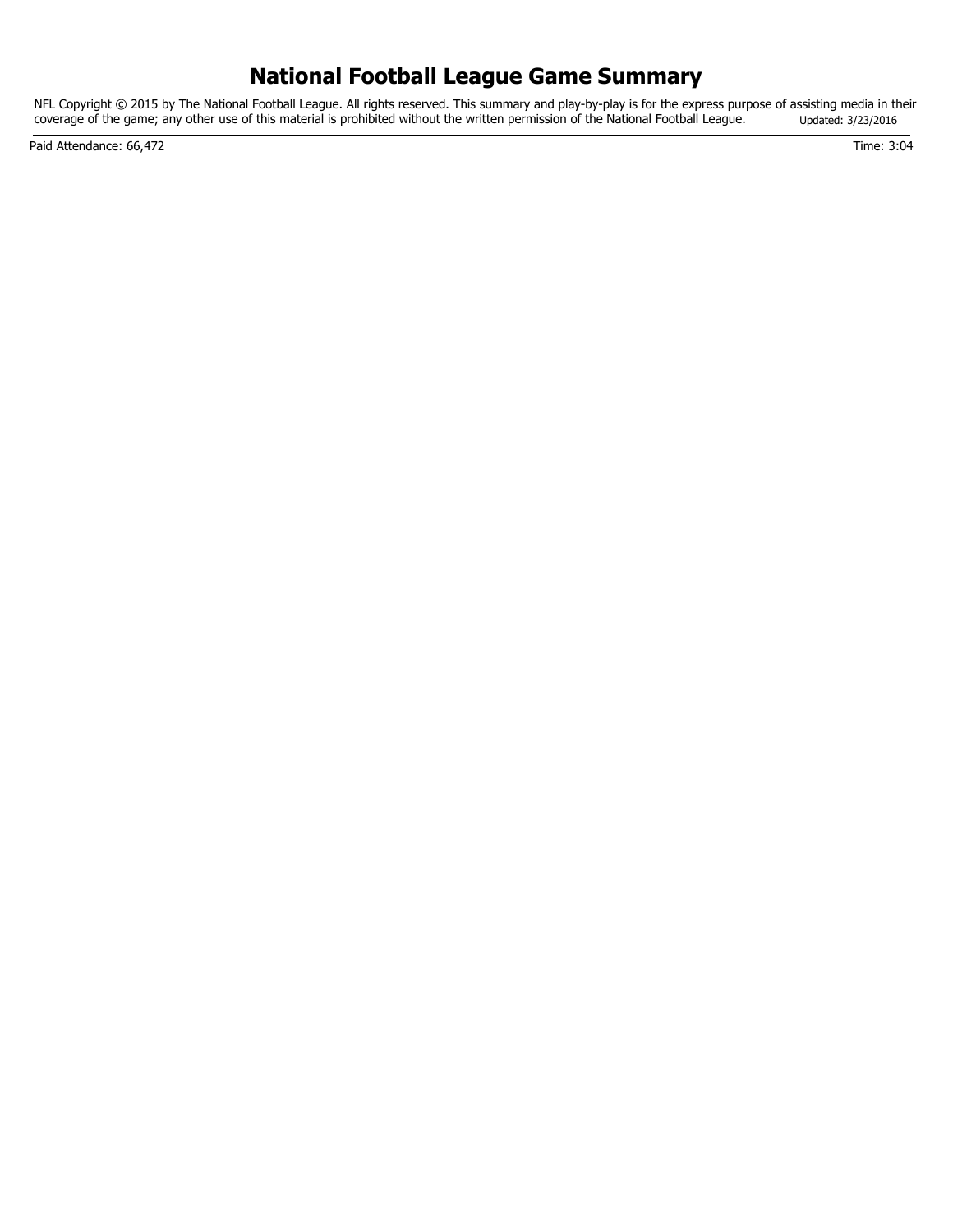# National Football League Game Summary

NFL Copyright © 2015 by The National Football League. All rights reserved. This summary and play-by-play is for the express purpose of assisting media in their coverage of the game; any other use of this material is prohibited without the written permission of the National Football League. Updated: 3/23/2016

Paid Attendance: 66,472

Time: 3:04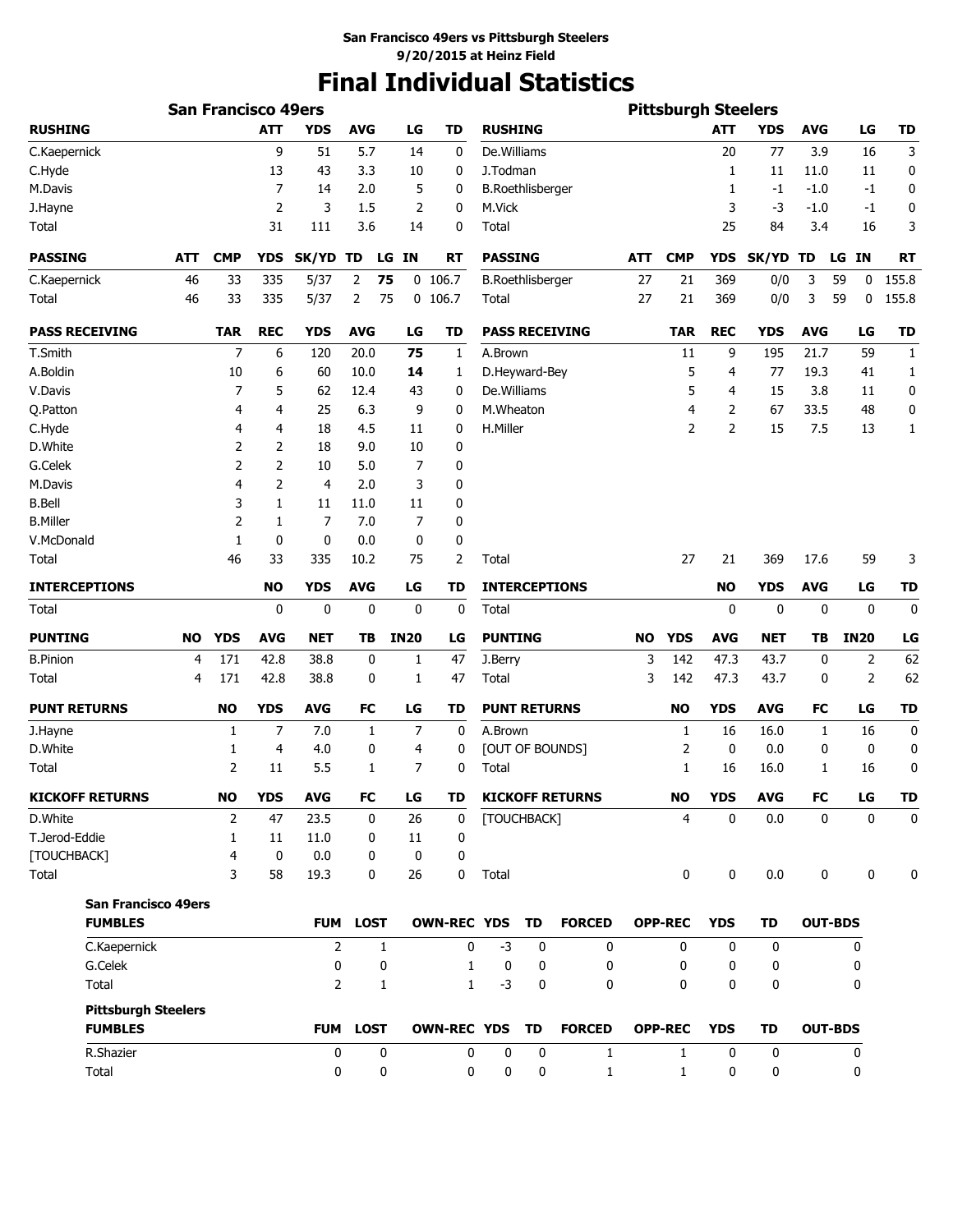San Francisco 49ers vs Pittsburgh Steelers
9/20/2015 at Heinz Field

# Final Individual Statistics

## San Francisco 49ers

| RUSHING | ATT | YDS | AVG | LG | TD |
|---|---|---|---|---|---|
| C.Kaepernick | 9 | 51 | 5.7 | 14 | 0 |
| C.Hyde | 13 | 43 | 3.3 | 10 | 0 |
| M.Davis | 7 | 14 | 2.0 | 5 | 0 |
| J.Hayne | 2 | 3 | 1.5 | 2 | 0 |
| Total | 31 | 111 | 3.6 | 14 | 0 |

| PASSING | ATT | CMP | YDS | SK/YD | TD | LG | IN | RT |
|---|---|---|---|---|---|---|---|---|
| C.Kaepernick | 46 | 33 | 335 | 5/37 | 2 | **75** | 0 | 106.7 |
| Total | 46 | 33 | 335 | 5/37 | 2 | 75 | 0 | 106.7 |

| PASS RECEIVING | TAR | REC | YDS | AVG | LG | TD |
|---|---|---|---|---|---|---|
| T.Smith | 7 | 6 | 120 | 20.0 | **75** | 1 |
| A.Boldin | 10 | 6 | 60 | 10.0 | **14** | 1 |
| V.Davis | 7 | 5 | 62 | 12.4 | 43 | 0 |
| Q.Patton | 4 | 4 | 25 | 6.3 | 9 | 0 |
| C.Hyde | 4 | 4 | 18 | 4.5 | 11 | 0 |
| D.White | 2 | 2 | 18 | 9.0 | 10 | 0 |
| G.Celek | 2 | 2 | 10 | 5.0 | 7 | 0 |
| M.Davis | 4 | 2 | 4 | 2.0 | 3 | 0 |
| B.Bell | 3 | 1 | 11 | 11.0 | 11 | 0 |
| B.Miller | 2 | 1 | 7 | 7.0 | 7 | 0 |
| V.McDonald | 1 | 0 | 0 | 0.0 | 0 | 0 |
| Total | 46 | 33 | 335 | 10.2 | 75 | 2 |

| INTERCEPTIONS | NO | YDS | AVG | LG | TD |
|---|---|---|---|---|---|
| Total | 0 | 0 | 0 | 0 | 0 |

| PUNTING | NO | YDS | AVG | NET | TB | IN20 | LG |
|---|---|---|---|---|---|---|---|
| B.Pinion | 4 | 171 | 42.8 | 38.8 | 0 | 1 | 47 |
| Total | 4 | 171 | 42.8 | 38.8 | 0 | 1 | 47 |

| PUNT RETURNS | NO | YDS | AVG | FC | LG | TD |
|---|---|---|---|---|---|---|
| J.Hayne | 1 | 7 | 7.0 | 1 | 7 | 0 |
| D.White | 1 | 4 | 4.0 | 0 | 4 | 0 |
| Total | 2 | 11 | 5.5 | 1 | 7 | 0 |

| KICKOFF RETURNS | NO | YDS | AVG | FC | LG | TD |
|---|---|---|---|---|---|---|
| D.White | 2 | 47 | 23.5 | 0 | 26 | 0 |
| T.Jerod-Eddie | 1 | 11 | 11.0 | 0 | 11 | 0 |
| [TOUCHBACK] | 4 | 0 | 0.0 | 0 | 0 | 0 |
| Total | 3 | 58 | 19.3 | 0 | 26 | 0 |

## Pittsburgh Steelers

| RUSHING | ATT | YDS | AVG | LG | TD |
|---|---|---|---|---|---|
| De.Williams | 20 | 77 | 3.9 | 16 | 3 |
| J.Todman | 1 | 11 | 11.0 | 11 | 0 |
| B.Roethlisberger | 1 | -1 | -1.0 | -1 | 0 |
| M.Vick | 3 | -3 | -1.0 | -1 | 0 |
| Total | 25 | 84 | 3.4 | 16 | 3 |

| PASSING | ATT | CMP | YDS | SK/YD | TD | LG | IN | RT |
|---|---|---|---|---|---|---|---|---|
| B.Roethlisberger | 27 | 21 | 369 | 0/0 | 3 | 59 | 0 | 155.8 |
| Total | 27 | 21 | 369 | 0/0 | 3 | 59 | 0 | 155.8 |

| PASS RECEIVING | TAR | REC | YDS | AVG | LG | TD |
|---|---|---|---|---|---|---|
| A.Brown | 11 | 9 | 195 | 21.7 | 59 | 1 |
| D.Heyward-Bey | 5 | 4 | 77 | 19.3 | 41 | 1 |
| De.Williams | 5 | 4 | 15 | 3.8 | 11 | 0 |
| M.Wheaton | 4 | 2 | 67 | 33.5 | 48 | 0 |
| H.Miller | 2 | 2 | 15 | 7.5 | 13 | 1 |
| Total | 27 | 21 | 369 | 17.6 | 59 | 3 |

| INTERCEPTIONS | NO | YDS | AVG | LG | TD |
|---|---|---|---|---|---|
| Total | 0 | 0 | 0 | 0 | 0 |

| PUNTING | NO | YDS | AVG | NET | TB | IN20 | LG |
|---|---|---|---|---|---|---|---|
| J.Berry | 3 | 142 | 47.3 | 43.7 | 0 | 2 | 62 |
| Total | 3 | 142 | 47.3 | 43.7 | 0 | 2 | 62 |

| PUNT RETURNS | NO | YDS | AVG | FC | LG | TD |
|---|---|---|---|---|---|---|
| A.Brown | 1 | 16 | 16.0 | 1 | 16 | 0 |
| [OUT OF BOUNDS] | 2 | 0 | 0.0 | 0 | 0 | 0 |
| Total | 1 | 16 | 16.0 | 1 | 16 | 0 |

| KICKOFF RETURNS | NO | YDS | AVG | FC | LG | TD |
|---|---|---|---|---|---|---|
| [TOUCHBACK] | 4 | 0 | 0.0 | 0 | 0 | 0 |
| Total | 0 | 0 | 0.0 | 0 | 0 | 0 |

## San Francisco 49ers

| FUMBLES | FUM | LOST | OWN-REC | YDS | TD | FORCED | OPP-REC | YDS | TD | OUT-BDS |
|---|---|---|---|---|---|---|---|---|---|---|
| C.Kaepernick | 2 | 1 | 0 | -3 | 0 | 0 | 0 | 0 | 0 | 0 |
| G.Celek | 0 | 0 | 1 | 0 | 0 | 0 | 0 | 0 | 0 | 0 |
| Total | 2 | 1 | 1 | -3 | 0 | 0 | 0 | 0 | 0 | 0 |

## Pittsburgh Steelers

| FUMBLES | FUM | LOST | OWN-REC | YDS | TD | FORCED | OPP-REC | YDS | TD | OUT-BDS |
|---|---|---|---|---|---|---|---|---|---|---|
| R.Shazier | 0 | 0 | 0 | 0 | 0 | 1 | 1 | 0 | 0 | 0 |
| Total | 0 | 0 | 0 | 0 | 0 | 1 | 1 | 0 | 0 | 0 |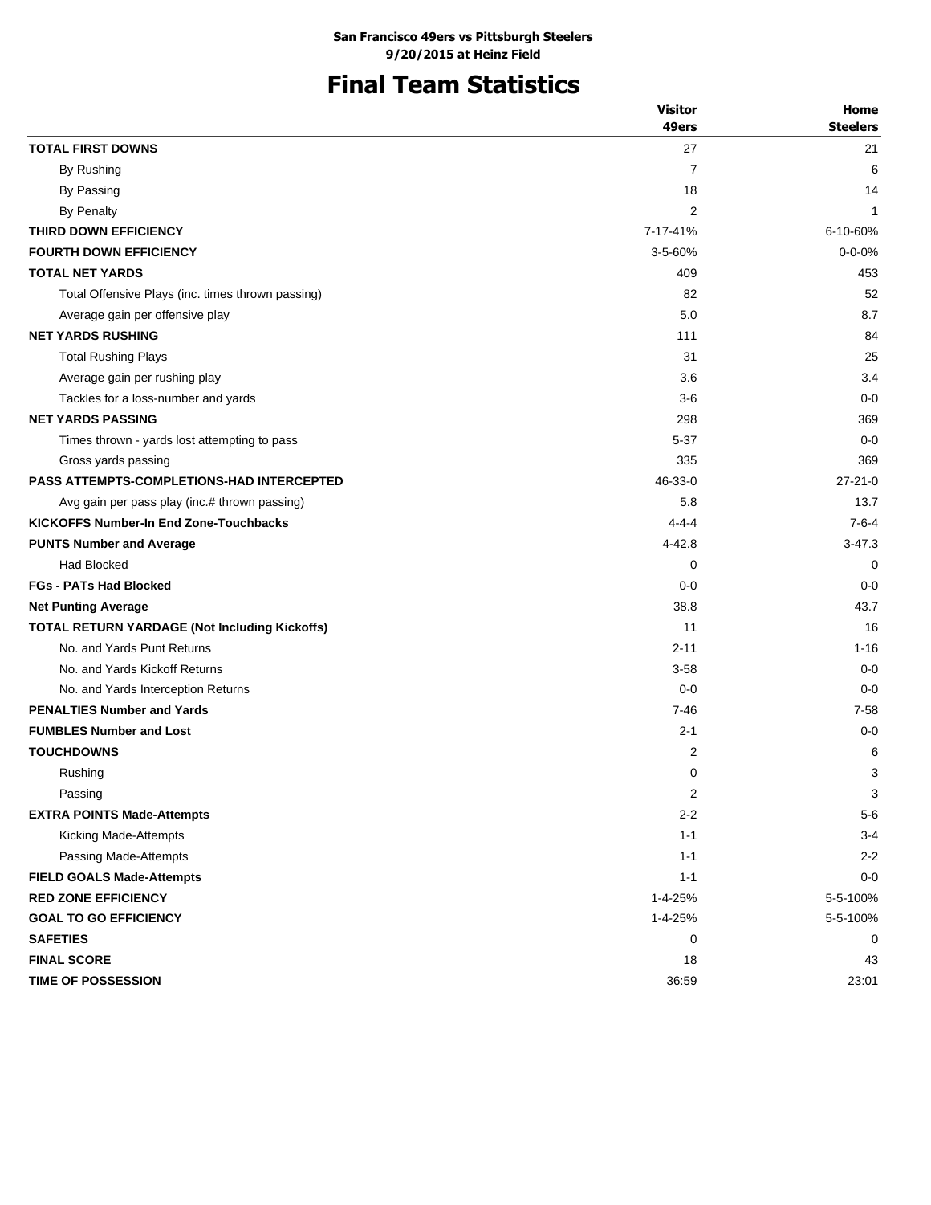**San Francisco 49ers vs Pittsburgh Steelers**
**9/20/2015 at Heinz Field**

# Final Team Statistics

| | Visitor 49ers | Home Steelers |
|---|---|---|
| **TOTAL FIRST DOWNS** | 27 | 21 |
| By Rushing | 7 | 6 |
| By Passing | 18 | 14 |
| By Penalty | 2 | 1 |
| **THIRD DOWN EFFICIENCY** | 7-17-41% | 6-10-60% |
| **FOURTH DOWN EFFICIENCY** | 3-5-60% | 0-0-0% |
| **TOTAL NET YARDS** | 409 | 453 |
| Total Offensive Plays (inc. times thrown passing) | 82 | 52 |
| Average gain per offensive play | 5.0 | 8.7 |
| **NET YARDS RUSHING** | 111 | 84 |
| Total Rushing Plays | 31 | 25 |
| Average gain per rushing play | 3.6 | 3.4 |
| Tackles for a loss-number and yards | 3-6 | 0-0 |
| **NET YARDS PASSING** | 298 | 369 |
| Times thrown - yards lost attempting to pass | 5-37 | 0-0 |
| Gross yards passing | 335 | 369 |
| **PASS ATTEMPTS-COMPLETIONS-HAD INTERCEPTED** | 46-33-0 | 27-21-0 |
| Avg gain per pass play (inc.# thrown passing) | 5.8 | 13.7 |
| **KICKOFFS Number-In End Zone-Touchbacks** | 4-4-4 | 7-6-4 |
| **PUNTS Number and Average** | 4-42.8 | 3-47.3 |
| Had Blocked | 0 | 0 |
| **FGs - PATs Had Blocked** | 0-0 | 0-0 |
| **Net Punting Average** | 38.8 | 43.7 |
| **TOTAL RETURN YARDAGE (Not Including Kickoffs)** | 11 | 16 |
| No. and Yards Punt Returns | 2-11 | 1-16 |
| No. and Yards Kickoff Returns | 3-58 | 0-0 |
| No. and Yards Interception Returns | 0-0 | 0-0 |
| **PENALTIES Number and Yards** | 7-46 | 7-58 |
| **FUMBLES Number and Lost** | 2-1 | 0-0 |
| **TOUCHDOWNS** | 2 | 6 |
| Rushing | 0 | 3 |
| Passing | 2 | 3 |
| **EXTRA POINTS Made-Attempts** | 2-2 | 5-6 |
| Kicking Made-Attempts | 1-1 | 3-4 |
| Passing Made-Attempts | 1-1 | 2-2 |
| **FIELD GOALS Made-Attempts** | 1-1 | 0-0 |
| **RED ZONE EFFICIENCY** | 1-4-25% | 5-5-100% |
| **GOAL TO GO EFFICIENCY** | 1-4-25% | 5-5-100% |
| **SAFETIES** | 0 | 0 |
| **FINAL SCORE** | 18 | 43 |
| **TIME OF POSSESSION** | 36:59 | 23:01 |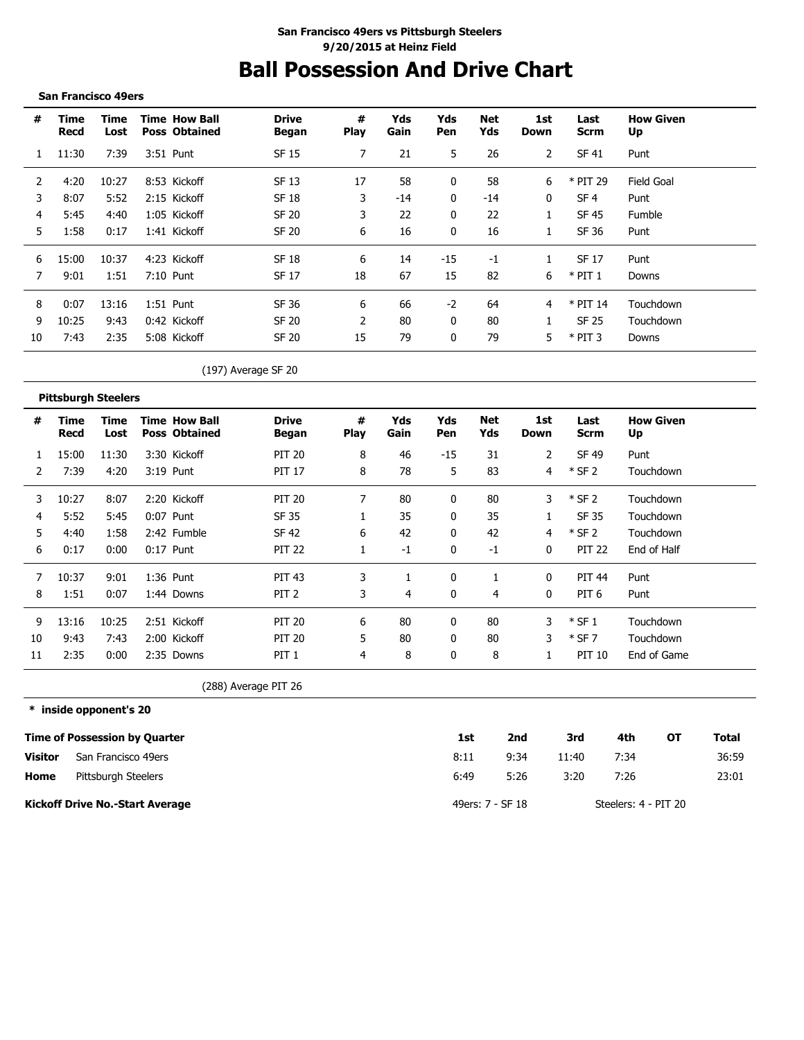San Francisco 49ers vs Pittsburgh Steelers
9/20/2015 at Heinz Field

# Ball Possession And Drive Chart

### San Francisco 49ers

| # | Time Recd | Time Lost | Time Poss | How Ball Obtained | Drive Began | # Play | Yds Gain | Yds Pen | Net Yds | 1st Down | Last Scrm | How Given Up |
|---|---|---|---|---|---|---|---|---|---|---|---|---|
| 1 | 11:30 | 7:39 | 3:51 | Punt | SF 15 | 7 | 21 | 5 | 26 | 2 | SF 41 | Punt |
| 2 | 4:20 | 10:27 | 8:53 | Kickoff | SF 13 | 17 | 58 | 0 | 58 | 6 | * PIT 29 | Field Goal |
| 3 | 8:07 | 5:52 | 2:15 | Kickoff | SF 18 | 3 | -14 | 0 | -14 | 0 | SF 4 | Punt |
| 4 | 5:45 | 4:40 | 1:05 | Kickoff | SF 20 | 3 | 22 | 0 | 22 | 1 | SF 45 | Fumble |
| 5 | 1:58 | 0:17 | 1:41 | Kickoff | SF 20 | 6 | 16 | 0 | 16 | 1 | SF 36 | Punt |
| 6 | 15:00 | 10:37 | 4:23 | Kickoff | SF 18 | 6 | 14 | -15 | -1 | 1 | SF 17 | Punt |
| 7 | 9:01 | 1:51 | 7:10 | Punt | SF 17 | 18 | 67 | 15 | 82 | 6 | * PIT 1 | Downs |
| 8 | 0:07 | 13:16 | 1:51 | Punt | SF 36 | 6 | 66 | -2 | 64 | 4 | * PIT 14 | Touchdown |
| 9 | 10:25 | 9:43 | 0:42 | Kickoff | SF 20 | 2 | 80 | 0 | 80 | 1 | SF 25 | Touchdown |
| 10 | 7:43 | 2:35 | 5:08 | Kickoff | SF 20 | 15 | 79 | 0 | 79 | 5 | * PIT 3 | Downs |

(197) Average SF 20

### Pittsburgh Steelers

| # | Time Recd | Time Lost | Time Poss | How Ball Obtained | Drive Began | # Play | Yds Gain | Yds Pen | Net Yds | 1st Down | Last Scrm | How Given Up |
|---|---|---|---|---|---|---|---|---|---|---|---|---|
| 1 | 15:00 | 11:30 | 3:30 | Kickoff | PIT 20 | 8 | 46 | -15 | 31 | 2 | SF 49 | Punt |
| 2 | 7:39 | 4:20 | 3:19 | Punt | PIT 17 | 8 | 78 | 5 | 83 | 4 | * SF 2 | Touchdown |
| 3 | 10:27 | 8:07 | 2:20 | Kickoff | PIT 20 | 7 | 80 | 0 | 80 | 3 | * SF 2 | Touchdown |
| 4 | 5:52 | 5:45 | 0:07 | Punt | SF 35 | 1 | 35 | 0 | 35 | 1 | SF 35 | Touchdown |
| 5 | 4:40 | 1:58 | 2:42 | Fumble | SF 42 | 6 | 42 | 0 | 42 | 4 | * SF 2 | Touchdown |
| 6 | 0:17 | 0:00 | 0:17 | Punt | PIT 22 | 1 | -1 | 0 | -1 | 0 | PIT 22 | End of Half |
| 7 | 10:37 | 9:01 | 1:36 | Punt | PIT 43 | 3 | 1 | 0 | 1 | 0 | PIT 44 | Punt |
| 8 | 1:51 | 0:07 | 1:44 | Downs | PIT 2 | 3 | 4 | 0 | 4 | 0 | PIT 6 | Punt |
| 9 | 13:16 | 10:25 | 2:51 | Kickoff | PIT 20 | 6 | 80 | 0 | 80 | 3 | * SF 1 | Touchdown |
| 10 | 9:43 | 7:43 | 2:00 | Kickoff | PIT 20 | 5 | 80 | 0 | 80 | 3 | * SF 7 | Touchdown |
| 11 | 2:35 | 0:00 | 2:35 | Downs | PIT 1 | 4 | 8 | 0 | 8 | 1 | PIT 10 | End of Game |

(288) Average PIT 26

**\* inside opponent's 20**

| Time of Possession by Quarter | | 1st | 2nd | 3rd | 4th | OT | Total |
|---|---|---|---|---|---|---|---|
| **Visitor** | San Francisco 49ers | 8:11 | 9:34 | 11:40 | 7:34 | | 36:59 |
| **Home** | Pittsburgh Steelers | 6:49 | 5:26 | 3:20 | 7:26 | | 23:01 |

**Kickoff Drive No.-Start Average** — 49ers: 7 - SF 18 — Steelers: 4 - PIT 20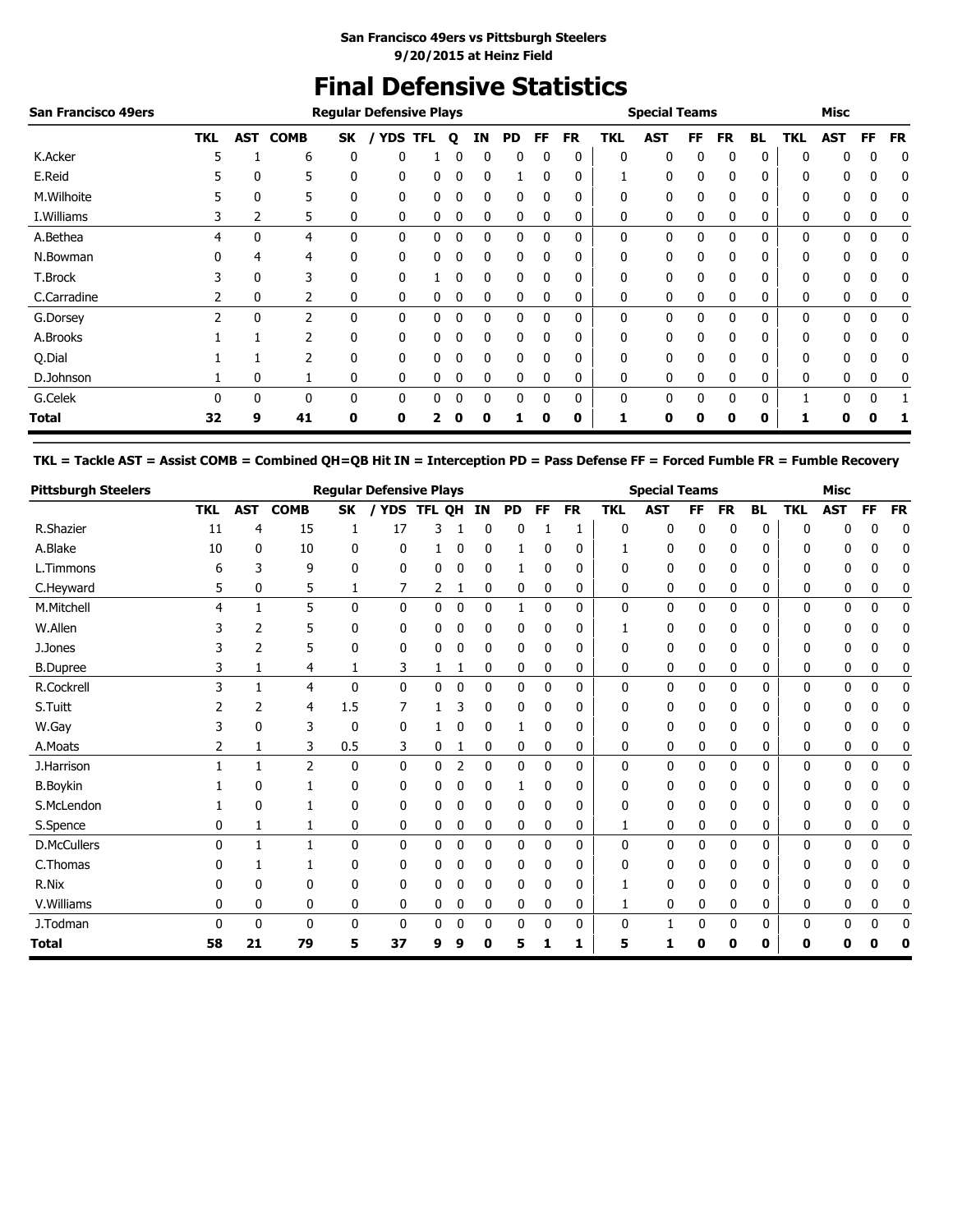**San Francisco 49ers vs Pittsburgh Steelers**
**9/20/2015 at Heinz Field**

# Final Defensive Statistics

| San Francisco 49ers | Regular Defensive Plays | | | | | | | | | | | Special Teams | | | | | Misc | | | |
|---|---|---|---|---|---|---|---|---|---|---|---|---|---|---|---|---|---|---|---|---|
| | TKL | AST | COMB | SK | / YDS | TFL | Q | IN | PD | FF | FR | TKL | AST | FF | FR | BL | TKL | AST | FF | FR |
| K.Acker | 5 | 1 | 6 | 0 | 0 | 1 | 0 | 0 | 0 | 0 | 0 | 0 | 0 | 0 | 0 | 0 | 0 | 0 | 0 | 0 |
| E.Reid | 5 | 0 | 5 | 0 | 0 | 0 | 0 | 0 | 1 | 0 | 0 | 1 | 0 | 0 | 0 | 0 | 0 | 0 | 0 | 0 |
| M.Wilhoite | 5 | 0 | 5 | 0 | 0 | 0 | 0 | 0 | 0 | 0 | 0 | 0 | 0 | 0 | 0 | 0 | 0 | 0 | 0 | 0 |
| I.Williams | 3 | 2 | 5 | 0 | 0 | 0 | 0 | 0 | 0 | 0 | 0 | 0 | 0 | 0 | 0 | 0 | 0 | 0 | 0 | 0 |
| A.Bethea | 4 | 0 | 4 | 0 | 0 | 0 | 0 | 0 | 0 | 0 | 0 | 0 | 0 | 0 | 0 | 0 | 0 | 0 | 0 | 0 |
| N.Bowman | 0 | 4 | 4 | 0 | 0 | 0 | 0 | 0 | 0 | 0 | 0 | 0 | 0 | 0 | 0 | 0 | 0 | 0 | 0 | 0 |
| T.Brock | 3 | 0 | 3 | 0 | 0 | 1 | 0 | 0 | 0 | 0 | 0 | 0 | 0 | 0 | 0 | 0 | 0 | 0 | 0 | 0 |
| C.Carradine | 2 | 0 | 2 | 0 | 0 | 0 | 0 | 0 | 0 | 0 | 0 | 0 | 0 | 0 | 0 | 0 | 0 | 0 | 0 | 0 |
| G.Dorsey | 2 | 0 | 2 | 0 | 0 | 0 | 0 | 0 | 0 | 0 | 0 | 0 | 0 | 0 | 0 | 0 | 0 | 0 | 0 | 0 |
| A.Brooks | 1 | 1 | 2 | 0 | 0 | 0 | 0 | 0 | 0 | 0 | 0 | 0 | 0 | 0 | 0 | 0 | 0 | 0 | 0 | 0 |
| Q.Dial | 1 | 1 | 2 | 0 | 0 | 0 | 0 | 0 | 0 | 0 | 0 | 0 | 0 | 0 | 0 | 0 | 0 | 0 | 0 | 0 |
| D.Johnson | 1 | 0 | 1 | 0 | 0 | 0 | 0 | 0 | 0 | 0 | 0 | 0 | 0 | 0 | 0 | 0 | 0 | 0 | 0 | 0 |
| G.Celek | 0 | 0 | 0 | 0 | 0 | 0 | 0 | 0 | 0 | 0 | 0 | 0 | 0 | 0 | 0 | 0 | 1 | 0 | 0 | 1 |
| **Total** | **32** | **9** | **41** | **0** | **0** | **2** | **0** | **0** | **1** | **0** | **0** | **1** | **0** | **0** | **0** | **0** | **1** | **0** | **0** | **1** |

**TKL = Tackle AST = Assist COMB = Combined QH=QB Hit IN = Interception PD = Pass Defense FF = Forced Fumble FR = Fumble Recovery**

| Pittsburgh Steelers | Regular Defensive Plays | | | | | | | | | | | Special Teams | | | | | Misc | | | |
|---|---|---|---|---|---|---|---|---|---|---|---|---|---|---|---|---|---|---|---|---|
| | TKL | AST | COMB | SK | / YDS | TFL | QH | IN | PD | FF | FR | TKL | AST | FF | FR | BL | TKL | AST | FF | FR |
| R.Shazier | 11 | 4 | 15 | 1 | 17 | 3 | 1 | 0 | 0 | 1 | 1 | 0 | 0 | 0 | 0 | 0 | 0 | 0 | 0 | 0 |
| A.Blake | 10 | 0 | 10 | 0 | 0 | 1 | 0 | 0 | 1 | 0 | 0 | 1 | 0 | 0 | 0 | 0 | 0 | 0 | 0 | 0 |
| L.Timmons | 6 | 3 | 9 | 0 | 0 | 0 | 0 | 0 | 1 | 0 | 0 | 0 | 0 | 0 | 0 | 0 | 0 | 0 | 0 | 0 |
| C.Heyward | 5 | 0 | 5 | 1 | 7 | 2 | 1 | 0 | 0 | 0 | 0 | 0 | 0 | 0 | 0 | 0 | 0 | 0 | 0 | 0 |
| M.Mitchell | 4 | 1 | 5 | 0 | 0 | 0 | 0 | 0 | 1 | 0 | 0 | 0 | 0 | 0 | 0 | 0 | 0 | 0 | 0 | 0 |
| W.Allen | 3 | 2 | 5 | 0 | 0 | 0 | 0 | 0 | 0 | 0 | 0 | 1 | 0 | 0 | 0 | 0 | 0 | 0 | 0 | 0 |
| J.Jones | 3 | 2 | 5 | 0 | 0 | 0 | 0 | 0 | 0 | 0 | 0 | 0 | 0 | 0 | 0 | 0 | 0 | 0 | 0 | 0 |
| B.Dupree | 3 | 1 | 4 | 1 | 3 | 1 | 1 | 0 | 0 | 0 | 0 | 0 | 0 | 0 | 0 | 0 | 0 | 0 | 0 | 0 |
| R.Cockrell | 3 | 1 | 4 | 0 | 0 | 0 | 0 | 0 | 0 | 0 | 0 | 0 | 0 | 0 | 0 | 0 | 0 | 0 | 0 | 0 |
| S.Tuitt | 2 | 2 | 4 | 1.5 | 7 | 1 | 3 | 0 | 0 | 0 | 0 | 0 | 0 | 0 | 0 | 0 | 0 | 0 | 0 | 0 |
| W.Gay | 3 | 0 | 3 | 0 | 0 | 1 | 0 | 0 | 1 | 0 | 0 | 0 | 0 | 0 | 0 | 0 | 0 | 0 | 0 | 0 |
| A.Moats | 2 | 1 | 3 | 0.5 | 3 | 0 | 1 | 0 | 0 | 0 | 0 | 0 | 0 | 0 | 0 | 0 | 0 | 0 | 0 | 0 |
| J.Harrison | 1 | 1 | 2 | 0 | 0 | 0 | 2 | 0 | 0 | 0 | 0 | 0 | 0 | 0 | 0 | 0 | 0 | 0 | 0 | 0 |
| B.Boykin | 1 | 0 | 1 | 0 | 0 | 0 | 0 | 0 | 1 | 0 | 0 | 0 | 0 | 0 | 0 | 0 | 0 | 0 | 0 | 0 |
| S.McLendon | 1 | 0 | 1 | 0 | 0 | 0 | 0 | 0 | 0 | 0 | 0 | 0 | 0 | 0 | 0 | 0 | 0 | 0 | 0 | 0 |
| S.Spence | 0 | 1 | 1 | 0 | 0 | 0 | 0 | 0 | 0 | 0 | 0 | 1 | 0 | 0 | 0 | 0 | 0 | 0 | 0 | 0 |
| D.McCullers | 0 | 1 | 1 | 0 | 0 | 0 | 0 | 0 | 0 | 0 | 0 | 0 | 0 | 0 | 0 | 0 | 0 | 0 | 0 | 0 |
| C.Thomas | 0 | 1 | 1 | 0 | 0 | 0 | 0 | 0 | 0 | 0 | 0 | 0 | 0 | 0 | 0 | 0 | 0 | 0 | 0 | 0 |
| R.Nix | 0 | 0 | 0 | 0 | 0 | 0 | 0 | 0 | 0 | 0 | 0 | 1 | 0 | 0 | 0 | 0 | 0 | 0 | 0 | 0 |
| V.Williams | 0 | 0 | 0 | 0 | 0 | 0 | 0 | 0 | 0 | 0 | 0 | 1 | 0 | 0 | 0 | 0 | 0 | 0 | 0 | 0 |
| J.Todman | 0 | 0 | 0 | 0 | 0 | 0 | 0 | 0 | 0 | 0 | 0 | 0 | 1 | 0 | 0 | 0 | 0 | 0 | 0 | 0 |
| **Total** | **58** | **21** | **79** | **5** | **37** | **9** | **9** | **0** | **5** | **1** | **1** | **5** | **1** | **0** | **0** | **0** | **0** | **0** | **0** | **0** |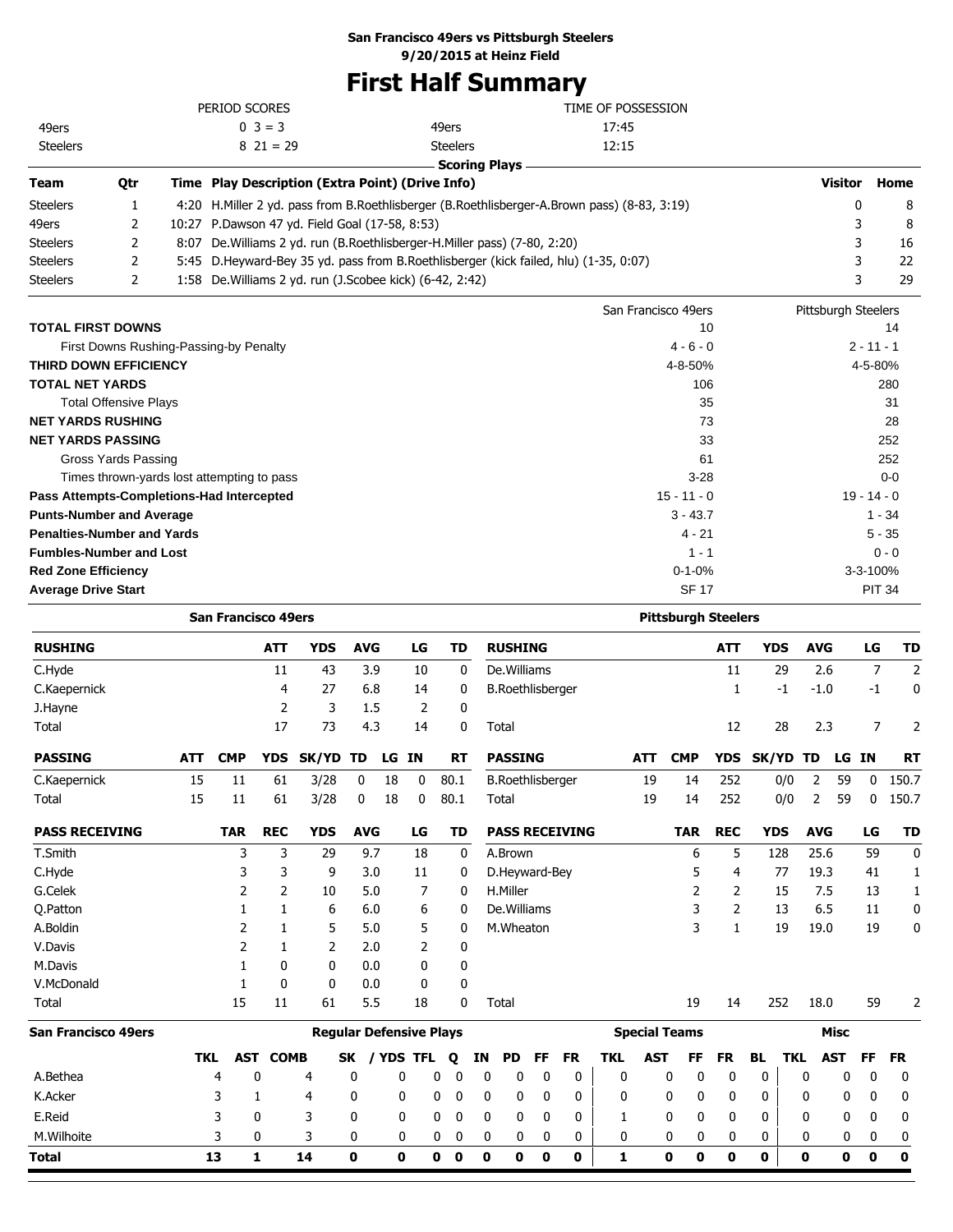**San Francisco 49ers vs Pittsburgh Steelers**
**9/20/2015 at Heinz Field**

# First Half Summary

| | PERIOD SCORES | | TIME OF POSSESSION |
|---|---|---|---|
| 49ers | 0 3 = 3 | 49ers | 17:45 |
| Steelers | 8 21 = 29 | Steelers | 12:15 |

## Scoring Plays

| Team | Qtr | Time | Play Description (Extra Point) (Drive Info) | Visitor | Home |
|---|---|---|---|---|---|
| Steelers | 1 | 4:20 | H.Miller 2 yd. pass from B.Roethlisberger (B.Roethlisberger-A.Brown pass) (8-83, 3:19) | 0 | 8 |
| 49ers | 2 | 10:27 | P.Dawson 47 yd. Field Goal (17-58, 8:53) | 3 | 8 |
| Steelers | 2 | 8:07 | De.Williams 2 yd. run (B.Roethlisberger-H.Miller pass) (7-80, 2:20) | 3 | 16 |
| Steelers | 2 | 5:45 | D.Heyward-Bey 35 yd. pass from B.Roethlisberger (kick failed, hlu) (1-35, 0:07) | 3 | 22 |
| Steelers | 2 | 1:58 | De.Williams 2 yd. run (J.Scobee kick) (6-42, 2:42) | 3 | 29 |

| | San Francisco 49ers | Pittsburgh Steelers |
|---|---|---|
| **TOTAL FIRST DOWNS** | 10 | 14 |
| First Downs Rushing-Passing-by Penalty | 4 - 6 - 0 | 2 - 11 - 1 |
| **THIRD DOWN EFFICIENCY** | 4-8-50% | 4-5-80% |
| **TOTAL NET YARDS** | 106 | 280 |
| Total Offensive Plays | 35 | 31 |
| **NET YARDS RUSHING** | 73 | 28 |
| **NET YARDS PASSING** | 33 | 252 |
| Gross Yards Passing | 61 | 252 |
| Times thrown-yards lost attempting to pass | 3-28 | 0-0 |
| **Pass Attempts-Completions-Had Intercepted** | 15 - 11 - 0 | 19 - 14 - 0 |
| **Punts-Number and Average** | 3 - 43.7 | 1 - 34 |
| **Penalties-Number and Yards** | 4 - 21 | 5 - 35 |
| **Fumbles-Number and Lost** | 1 - 1 | 0 - 0 |
| **Red Zone Efficiency** | 0-1-0% | 3-3-100% |
| **Average Drive Start** | SF 17 | PIT 34 |

## San Francisco 49ers

| RUSHING | ATT | YDS | AVG | LG | TD |
|---|---|---|---|---|---|
| C.Hyde | 11 | 43 | 3.9 | 10 | 0 |
| C.Kaepernick | 4 | 27 | 6.8 | 14 | 0 |
| J.Hayne | 2 | 3 | 1.5 | 2 | 0 |
| Total | 17 | 73 | 4.3 | 14 | 0 |

| PASSING | ATT | CMP | YDS | SK/YD | TD | LG | IN | RT |
|---|---|---|---|---|---|---|---|---|
| C.Kaepernick | 15 | 11 | 61 | 3/28 | 0 | 18 | 0 | 80.1 |
| Total | 15 | 11 | 61 | 3/28 | 0 | 18 | 0 | 80.1 |

| PASS RECEIVING | TAR | REC | YDS | AVG | LG | TD |
|---|---|---|---|---|---|---|
| T.Smith | 3 | 3 | 29 | 9.7 | 18 | 0 |
| C.Hyde | 3 | 3 | 9 | 3.0 | 11 | 0 |
| G.Celek | 2 | 2 | 10 | 5.0 | 7 | 0 |
| Q.Patton | 1 | 1 | 6 | 6.0 | 6 | 0 |
| A.Boldin | 2 | 1 | 5 | 5.0 | 5 | 0 |
| V.Davis | 2 | 1 | 2 | 2.0 | 2 | 0 |
| M.Davis | 1 | 0 | 0 | 0.0 | 0 | 0 |
| V.McDonald | 1 | 0 | 0 | 0.0 | 0 | 0 |
| Total | 15 | 11 | 61 | 5.5 | 18 | 0 |

## Pittsburgh Steelers

| RUSHING | ATT | YDS | AVG | LG | TD |
|---|---|---|---|---|---|
| De.Williams | 11 | 29 | 2.6 | 7 | 2 |
| B.Roethlisberger | 1 | -1 | -1.0 | -1 | 0 |
| Total | 12 | 28 | 2.3 | 7 | 2 |

| PASSING | ATT | CMP | YDS | SK/YD | TD | LG | IN | RT |
|---|---|---|---|---|---|---|---|---|
| B.Roethlisberger | 19 | 14 | 252 | 0/0 | 2 | 59 | 0 | 150.7 |
| Total | 19 | 14 | 252 | 0/0 | 2 | 59 | 0 | 150.7 |

| PASS RECEIVING | TAR | REC | YDS | AVG | LG | TD |
|---|---|---|---|---|---|---|
| A.Brown | 6 | 5 | 128 | 25.6 | 59 | 0 |
| D.Heyward-Bey | 5 | 4 | 77 | 19.3 | 41 | 1 |
| H.Miller | 2 | 2 | 15 | 7.5 | 13 | 1 |
| De.Williams | 3 | 2 | 13 | 6.5 | 11 | 0 |
| M.Wheaton | 3 | 1 | 19 | 19.0 | 19 | 0 |
| Total | 19 | 14 | 252 | 18.0 | 59 | 2 |

## San Francisco 49ers Defense

| | Regular Defensive Plays | | | | | | | | | | | | Special Teams | | | | | Misc | | | |
|---|---|---|---|---|---|---|---|---|---|---|---|---|---|---|---|---|---|---|---|---|---|
| | TKL | AST | COMB | SK | / YDS | TFL | Q | IN | PD | FF | FR | TKL | AST | FF | FR | BL | TKL | AST | FF | FR |
| A.Bethea | 4 | 0 | 4 | 0 | 0 | 0 | 0 | 0 | 0 | 0 | 0 | 0 | 0 | 0 | 0 | 0 | 0 | 0 | 0 | 0 |
| K.Acker | 3 | 1 | 4 | 0 | 0 | 0 | 0 | 0 | 0 | 0 | 0 | 0 | 0 | 0 | 0 | 0 | 0 | 0 | 0 | 0 |
| E.Reid | 3 | 0 | 3 | 0 | 0 | 0 | 0 | 0 | 0 | 0 | 0 | 1 | 0 | 0 | 0 | 0 | 0 | 0 | 0 | 0 |
| M.Wilhoite | 3 | 0 | 3 | 0 | 0 | 0 | 0 | 0 | 0 | 0 | 0 | 0 | 0 | 0 | 0 | 0 | 0 | 0 | 0 | 0 |
| **Total** | **13** | **1** | **14** | **0** | **0** | **0** | **0** | **0** | **0** | **0** | **0** | **1** | **0** | **0** | **0** | **0** | **0** | **0** | **0** | **0** |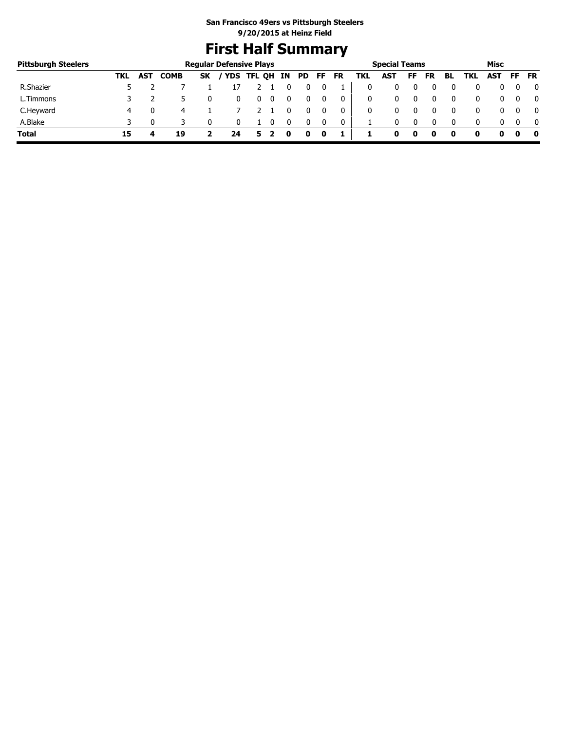San Francisco 49ers vs Pittsburgh Steelers
9/20/2015 at Heinz Field

# First Half Summary

| Pittsburgh Steelers | Regular Defensive Plays | | | | | | | | | | | Special Teams | | | | | Misc | | | |
|---|---|---|---|---|---|---|---|---|---|---|---|---|---|---|---|---|---|---|---|---|
| | TKL | AST | COMB | SK | / YDS | TFL | QH | IN | PD | FF | FR | TKL | AST | FF | FR | BL | TKL | AST | FF | FR |
| R.Shazier | 5 | 2 | 7 | 1 | 17 | 2 | 1 | 0 | 0 | 0 | 1 | 0 | 0 | 0 | 0 | 0 | 0 | 0 | 0 | 0 |
| L.Timmons | 3 | 2 | 5 | 0 | 0 | 0 | 0 | 0 | 0 | 0 | 0 | 0 | 0 | 0 | 0 | 0 | 0 | 0 | 0 | 0 |
| C.Heyward | 4 | 0 | 4 | 1 | 7 | 2 | 1 | 0 | 0 | 0 | 0 | 0 | 0 | 0 | 0 | 0 | 0 | 0 | 0 | 0 |
| A.Blake | 3 | 0 | 3 | 0 | 0 | 1 | 0 | 0 | 0 | 0 | 0 | 1 | 0 | 0 | 0 | 0 | 0 | 0 | 0 | 0 |
| **Total** | **15** | **4** | **19** | **2** | **24** | **5** | **2** | **0** | **0** | **0** | **1** | **1** | **0** | **0** | **0** | **0** | **0** | **0** | **0** | **0** |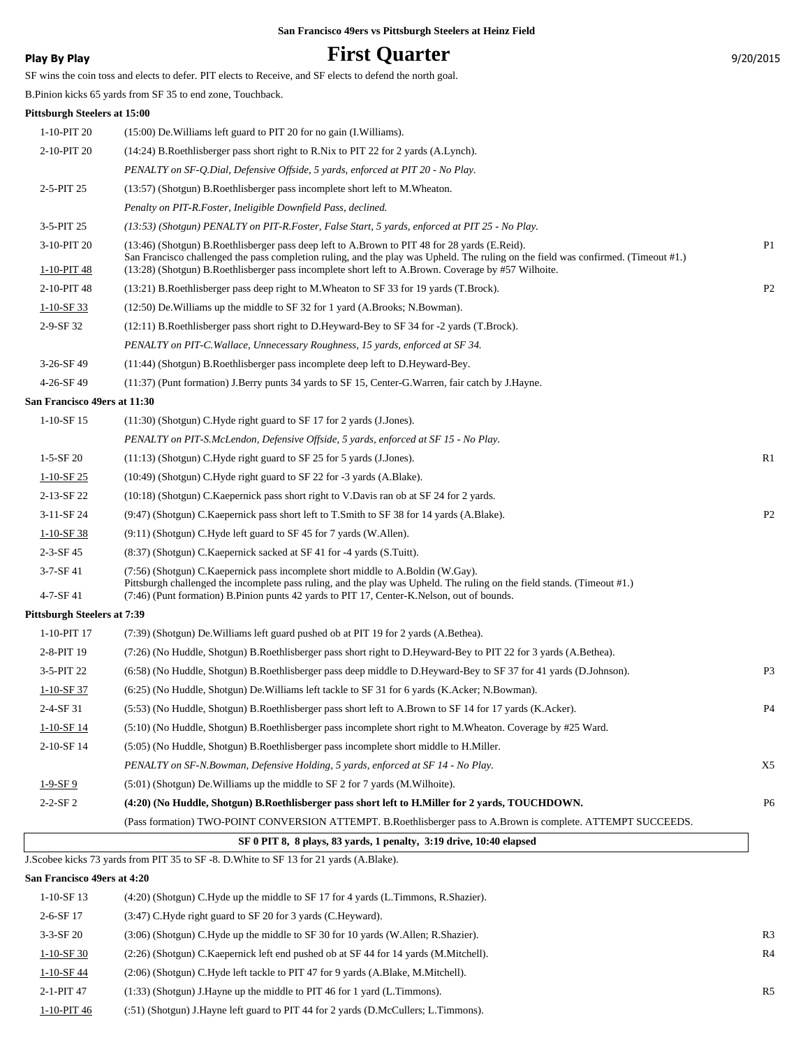San Francisco 49ers vs Pittsburgh Steelers at Heinz Field

**Play By Play**

# First Quarter

9/20/2015

SF wins the coin toss and elects to defer. PIT elects to Receive, and SF elects to defend the north goal.

B.Pinion kicks 65 yards from SF 35 to end zone, Touchback.

**Pittsburgh Steelers at 15:00**

| Down | Play | |
|---|---|---|
| 1-10-PIT 20 | (15:00) De.Williams left guard to PIT 20 for no gain (I.Williams). | |
| 2-10-PIT 20 | (14:24) B.Roethlisberger pass short right to R.Nix to PIT 22 for 2 yards (A.Lynch). | |
| | *PENALTY on SF-Q.Dial, Defensive Offside, 5 yards, enforced at PIT 20 - No Play.* | |
| 2-5-PIT 25 | (13:57) (Shotgun) B.Roethlisberger pass incomplete short left to M.Wheaton. | |
| | *Penalty on PIT-R.Foster, Ineligible Downfield Pass, declined.* | |
| 3-5-PIT 25 | *(13:53) (Shotgun) PENALTY on PIT-R.Foster, False Start, 5 yards, enforced at PIT 25 - No Play.* | |
| 3-10-PIT 20 | (13:46) (Shotgun) B.Roethlisberger pass deep left to A.Brown to PIT 48 for 28 yards (E.Reid). San Francisco challenged the pass completion ruling, and the play was Upheld. The ruling on the field was confirmed. (Timeout #1.) | P1 |
| 1-10-PIT 48 | (13:28) (Shotgun) B.Roethlisberger pass incomplete short left to A.Brown. Coverage by #57 Wilhoite. | |
| 2-10-PIT 48 | (13:21) B.Roethlisberger pass deep right to M.Wheaton to SF 33 for 19 yards (T.Brock). | P2 |
| 1-10-SF 33 | (12:50) De.Williams up the middle to SF 32 for 1 yard (A.Brooks; N.Bowman). | |
| 2-9-SF 32 | (12:11) B.Roethlisberger pass short right to D.Heyward-Bey to SF 34 for -2 yards (T.Brock). | |
| | *PENALTY on PIT-C.Wallace, Unnecessary Roughness, 15 yards, enforced at SF 34.* | |
| 3-26-SF 49 | (11:44) (Shotgun) B.Roethlisberger pass incomplete deep left to D.Heyward-Bey. | |
| 4-26-SF 49 | (11:37) (Punt formation) J.Berry punts 34 yards to SF 15, Center-G.Warren, fair catch by J.Hayne. | |

**San Francisco 49ers at 11:30**

| Down | Play | |
|---|---|---|
| 1-10-SF 15 | (11:30) (Shotgun) C.Hyde right guard to SF 17 for 2 yards (J.Jones). | |
| | *PENALTY on PIT-S.McLendon, Defensive Offside, 5 yards, enforced at SF 15 - No Play.* | |
| 1-5-SF 20 | (11:13) (Shotgun) C.Hyde right guard to SF 25 for 5 yards (J.Jones). | R1 |
| 1-10-SF 25 | (10:49) (Shotgun) C.Hyde right guard to SF 22 for -3 yards (A.Blake). | |
| 2-13-SF 22 | (10:18) (Shotgun) C.Kaepernick pass short right to V.Davis ran ob at SF 24 for 2 yards. | |
| 3-11-SF 24 | (9:47) (Shotgun) C.Kaepernick pass short left to T.Smith to SF 38 for 14 yards (A.Blake). | P2 |
| 1-10-SF 38 | (9:11) (Shotgun) C.Hyde left guard to SF 45 for 7 yards (W.Allen). | |
| 2-3-SF 45 | (8:37) (Shotgun) C.Kaepernick sacked at SF 41 for -4 yards (S.Tuitt). | |
| 3-7-SF 41 | (7:56) (Shotgun) C.Kaepernick pass incomplete short middle to A.Boldin (W.Gay). Pittsburgh challenged the incomplete pass ruling, and the play was Upheld. The ruling on the field stands. (Timeout #1.) | |
| 4-7-SF 41 | (7:46) (Punt formation) B.Pinion punts 42 yards to PIT 17, Center-K.Nelson, out of bounds. | |

**Pittsburgh Steelers at 7:39**

| Down | Play | |
|---|---|---|
| 1-10-PIT 17 | (7:39) (Shotgun) De.Williams left guard pushed ob at PIT 19 for 2 yards (A.Bethea). | |
| 2-8-PIT 19 | (7:26) (No Huddle, Shotgun) B.Roethlisberger pass short right to D.Heyward-Bey to PIT 22 for 3 yards (A.Bethea). | |
| 3-5-PIT 22 | (6:58) (No Huddle, Shotgun) B.Roethlisberger pass deep middle to D.Heyward-Bey to SF 37 for 41 yards (D.Johnson). | P3 |
| 1-10-SF 37 | (6:25) (No Huddle, Shotgun) De.Williams left tackle to SF 31 for 6 yards (K.Acker; N.Bowman). | |
| 2-4-SF 31 | (5:53) (No Huddle, Shotgun) B.Roethlisberger pass short left to A.Brown to SF 14 for 17 yards (K.Acker). | P4 |
| 1-10-SF 14 | (5:10) (No Huddle, Shotgun) B.Roethlisberger pass incomplete short right to M.Wheaton. Coverage by #25 Ward. | |
| 2-10-SF 14 | (5:05) (No Huddle, Shotgun) B.Roethlisberger pass incomplete short middle to H.Miller. | |
| | *PENALTY on SF-N.Bowman, Defensive Holding, 5 yards, enforced at SF 14 - No Play.* | X5 |
| 1-9-SF 9 | (5:01) (Shotgun) De.Williams up the middle to SF 2 for 7 yards (M.Wilhoite). | |
| 2-2-SF 2 | **(4:20) (No Huddle, Shotgun) B.Roethlisberger pass short left to H.Miller for 2 yards, TOUCHDOWN.** | P6 |
| | (Pass formation) TWO-POINT CONVERSION ATTEMPT. B.Roethlisberger pass to A.Brown is complete. ATTEMPT SUCCEEDS. | |

**SF 0 PIT 8, 8 plays, 83 yards, 1 penalty, 3:19 drive, 10:40 elapsed**

J.Scobee kicks 73 yards from PIT 35 to SF -8. D.White to SF 13 for 21 yards (A.Blake).

**San Francisco 49ers at 4:20**

| Down | Play | |
|---|---|---|
| 1-10-SF 13 | (4:20) (Shotgun) C.Hyde up the middle to SF 17 for 4 yards (L.Timmons, R.Shazier). | |
| 2-6-SF 17 | (3:47) C.Hyde right guard to SF 20 for 3 yards (C.Heyward). | |
| 3-3-SF 20 | (3:06) (Shotgun) C.Hyde up the middle to SF 30 for 10 yards (W.Allen; R.Shazier). | R3 |
| 1-10-SF 30 | (2:26) (Shotgun) C.Kaepernick left end pushed ob at SF 44 for 14 yards (M.Mitchell). | R4 |
| 1-10-SF 44 | (2:06) (Shotgun) C.Hyde left tackle to PIT 47 for 9 yards (A.Blake, M.Mitchell). | |
| 2-1-PIT 47 | (1:33) (Shotgun) J.Hayne up the middle to PIT 46 for 1 yard (L.Timmons). | R5 |
| 1-10-PIT 46 | (:51) (Shotgun) J.Hayne left guard to PIT 44 for 2 yards (D.McCullers; L.Timmons). | |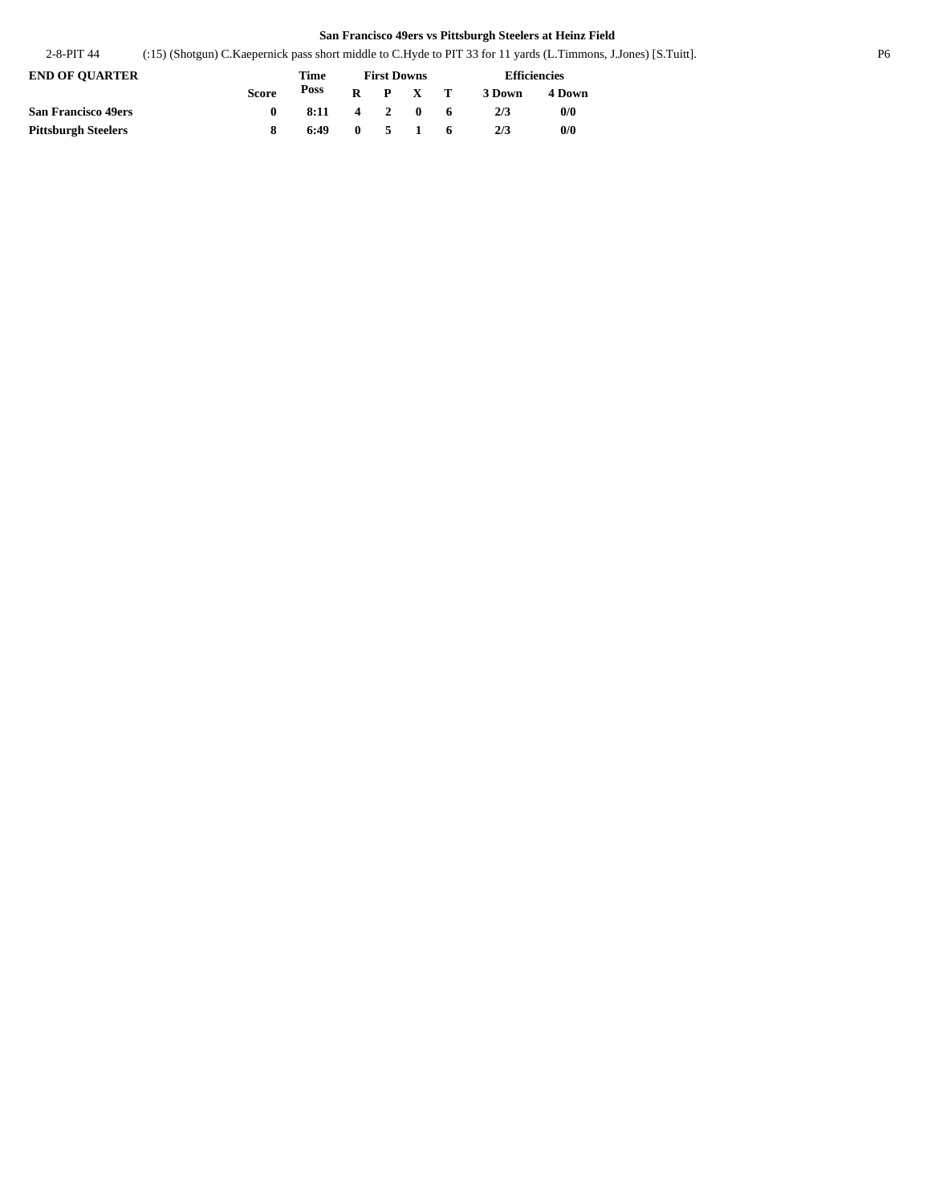**San Francisco 49ers vs Pittsburgh Steelers at Heinz Field**

2-8-PIT 44 (:15) (Shotgun) C.Kaepernick pass short middle to C.Hyde to PIT 33 for 11 yards (L.Timmons, J.Jones) [S.Tuitt].

| END OF QUARTER | Score | Time Poss | First Downs R | P | X | T | Efficiencies 3 Down | 4 Down |
|---|---|---|---|---|---|---|---|---|
| San Francisco 49ers | 0 | 8:11 | 4 | 2 | 0 | 6 | 2/3 | 0/0 |
| Pittsburgh Steelers | 8 | 6:49 | 0 | 5 | 1 | 6 | 2/3 | 0/0 |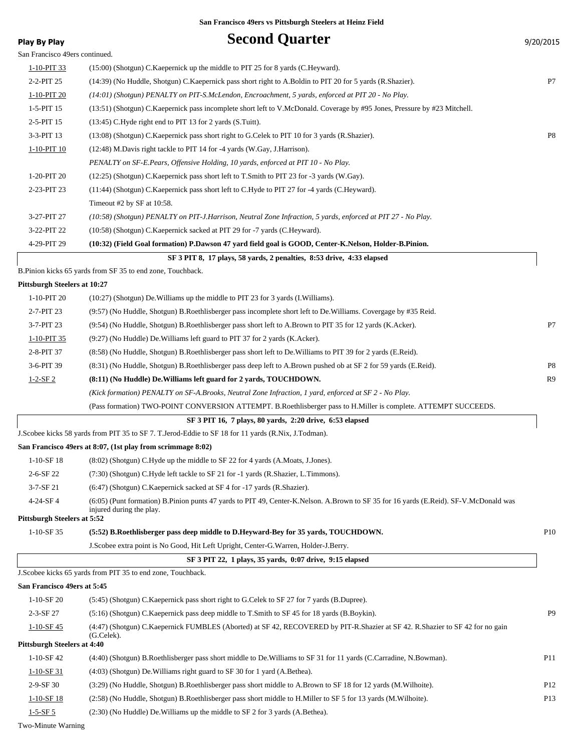San Francisco 49ers vs Pittsburgh Steelers at Heinz Field

**Play By Play**

# Second Quarter

9/20/2015

San Francisco 49ers continued.

| | | |
|---|---|---|
| 1-10-PIT 33 | (15:00) (Shotgun) C.Kaepernick up the middle to PIT 25 for 8 yards (C.Heyward). | |
| 2-2-PIT 25 | (14:39) (No Huddle, Shotgun) C.Kaepernick pass short right to A.Boldin to PIT 20 for 5 yards (R.Shazier). | P7 |
| 1-10-PIT 20 | *(14:01) (Shotgun) PENALTY on PIT-S.McLendon, Encroachment, 5 yards, enforced at PIT 20 - No Play.* | |
| 1-5-PIT 15 | (13:51) (Shotgun) C.Kaepernick pass incomplete short left to V.McDonald. Coverage by #95 Jones, Pressure by #23 Mitchell. | |
| 2-5-PIT 15 | (13:45) C.Hyde right end to PIT 13 for 2 yards (S.Tuitt). | |
| 3-3-PIT 13 | (13:08) (Shotgun) C.Kaepernick pass short right to G.Celek to PIT 10 for 3 yards (R.Shazier). | P8 |
| 1-10-PIT 10 | (12:48) M.Davis right tackle to PIT 14 for -4 yards (W.Gay, J.Harrison). | |
| | *PENALTY on SF-E.Pears, Offensive Holding, 10 yards, enforced at PIT 10 - No Play.* | |
| 1-20-PIT 20 | (12:25) (Shotgun) C.Kaepernick pass short left to T.Smith to PIT 23 for -3 yards (W.Gay). | |
| 2-23-PIT 23 | (11:44) (Shotgun) C.Kaepernick pass short left to C.Hyde to PIT 27 for -4 yards (C.Heyward). | |
| | Timeout #2 by SF at 10:58. | |
| 3-27-PIT 27 | *(10:58) (Shotgun) PENALTY on PIT-J.Harrison, Neutral Zone Infraction, 5 yards, enforced at PIT 27 - No Play.* | |
| 3-22-PIT 22 | (10:58) (Shotgun) C.Kaepernick sacked at PIT 29 for -7 yards (C.Heyward). | |
| 4-29-PIT 29 | **(10:32) (Field Goal formation) P.Dawson 47 yard field goal is GOOD, Center-K.Nelson, Holder-B.Pinion.** | |

**SF 3 PIT 8, 17 plays, 58 yards, 2 penalties, 8:53 drive, 4:33 elapsed**

B.Pinion kicks 65 yards from SF 35 to end zone, Touchback.

**Pittsburgh Steelers at 10:27**

| | | |
|---|---|---|
| 1-10-PIT 20 | (10:27) (Shotgun) De.Williams up the middle to PIT 23 for 3 yards (I.Williams). | |
| 2-7-PIT 23 | (9:57) (No Huddle, Shotgun) B.Roethlisberger pass incomplete short left to De.Williams. Covergage by #35 Reid. | |
| 3-7-PIT 23 | (9:54) (No Huddle, Shotgun) B.Roethlisberger pass short left to A.Brown to PIT 35 for 12 yards (K.Acker). | P7 |
| 1-10-PIT 35 | (9:27) (No Huddle) De.Williams left guard to PIT 37 for 2 yards (K.Acker). | |
| 2-8-PIT 37 | (8:58) (No Huddle, Shotgun) B.Roethlisberger pass short left to De.Williams to PIT 39 for 2 yards (E.Reid). | |
| 3-6-PIT 39 | (8:31) (No Huddle, Shotgun) B.Roethlisberger pass deep left to A.Brown pushed ob at SF 2 for 59 yards (E.Reid). | P8 |
| 1-2-SF 2 | **(8:11) (No Huddle) De.Williams left guard for 2 yards, TOUCHDOWN.** | R9 |
| | *(Kick formation) PENALTY on SF-A.Brooks, Neutral Zone Infraction, 1 yard, enforced at SF 2 - No Play.* | |
| | (Pass formation) TWO-POINT CONVERSION ATTEMPT. B.Roethlisberger pass to H.Miller is complete. ATTEMPT SUCCEEDS. | |

**SF 3 PIT 16, 7 plays, 80 yards, 2:20 drive, 6:53 elapsed**

J.Scobee kicks 58 yards from PIT 35 to SF 7. T.Jerod-Eddie to SF 18 for 11 yards (R.Nix, J.Todman).

**San Francisco 49ers at 8:07, (1st play from scrimmage 8:02)**

| | | |
|---|---|---|
| 1-10-SF 18 | (8:02) (Shotgun) C.Hyde up the middle to SF 22 for 4 yards (A.Moats, J.Jones). | |
| 2-6-SF 22 | (7:30) (Shotgun) C.Hyde left tackle to SF 21 for -1 yards (R.Shazier, L.Timmons). | |
| 3-7-SF 21 | (6:47) (Shotgun) C.Kaepernick sacked at SF 4 for -17 yards (R.Shazier). | |
| 4-24-SF 4 | (6:05) (Punt formation) B.Pinion punts 47 yards to PIT 49, Center-K.Nelson. A.Brown to SF 35 for 16 yards (E.Reid). SF-V.McDonald was injured during the play. | |

**Pittsburgh Steelers at 5:52**

| | | |
|---|---|---|
| 1-10-SF 35 | **(5:52) B.Roethlisberger pass deep middle to D.Heyward-Bey for 35 yards, TOUCHDOWN.** | P10 |
| | J.Scobee extra point is No Good, Hit Left Upright, Center-G.Warren, Holder-J.Berry. | |

**SF 3 PIT 22, 1 plays, 35 yards, 0:07 drive, 9:15 elapsed**

J.Scobee kicks 65 yards from PIT 35 to end zone, Touchback.

**San Francisco 49ers at 5:45**

| | | |
|---|---|---|
| 1-10-SF 20 | (5:45) (Shotgun) C.Kaepernick pass short right to G.Celek to SF 27 for 7 yards (B.Dupree). | |
| 2-3-SF 27 | (5:16) (Shotgun) C.Kaepernick pass deep middle to T.Smith to SF 45 for 18 yards (B.Boykin). | P9 |
| 1-10-SF 45 | (4:47) (Shotgun) C.Kaepernick FUMBLES (Aborted) at SF 42, RECOVERED by PIT-R.Shazier at SF 42. R.Shazier to SF 42 for no gain (G.Celek). | |

**Pittsburgh Steelers at 4:40**

| | | |
|---|---|---|
| 1-10-SF 42 | (4:40) (Shotgun) B.Roethlisberger pass short middle to De.Williams to SF 31 for 11 yards (C.Carradine, N.Bowman). | P11 |
| 1-10-SF 31 | (4:03) (Shotgun) De.Williams right guard to SF 30 for 1 yard (A.Bethea). | |
| 2-9-SF 30 | (3:29) (No Huddle, Shotgun) B.Roethlisberger pass short middle to A.Brown to SF 18 for 12 yards (M.Wilhoite). | P12 |
| 1-10-SF 18 | (2:58) (No Huddle, Shotgun) B.Roethlisberger pass short middle to H.Miller to SF 5 for 13 yards (M.Wilhoite). | P13 |
| 1-5-SF 5 | (2:30) (No Huddle) De.Williams up the middle to SF 2 for 3 yards (A.Bethea). | |

Two-Minute Warning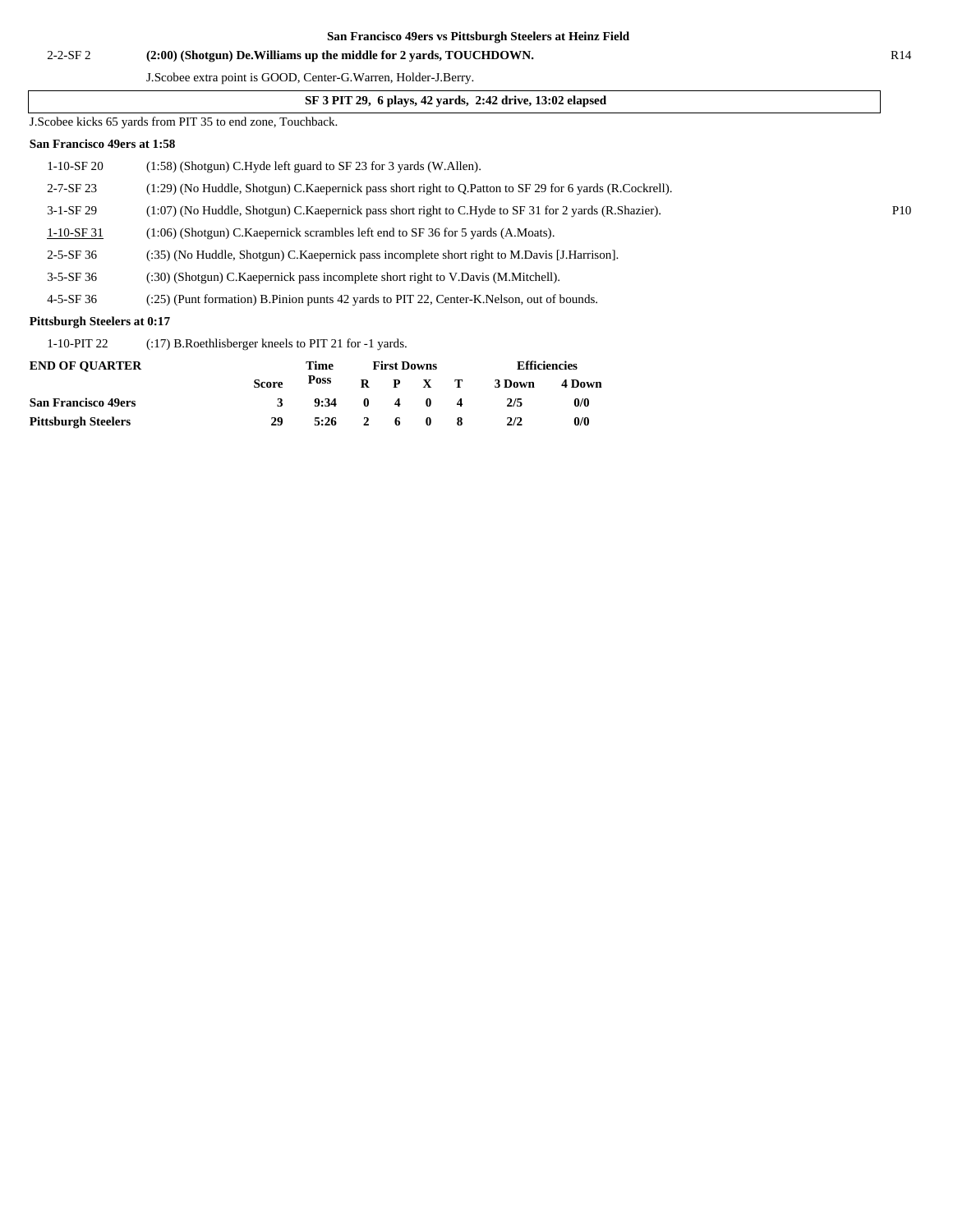**San Francisco 49ers vs Pittsburgh Steelers at Heinz Field**

| | | |
|---|---|---|
| 2-2-SF 2 | **(2:00) (Shotgun) De.Williams up the middle for 2 yards, TOUCHDOWN.** | R14 |
| | J.Scobee extra point is GOOD, Center-G.Warren, Holder-J.Berry. | |

**SF 3 PIT 29, 6 plays, 42 yards, 2:42 drive, 13:02 elapsed**

J.Scobee kicks 65 yards from PIT 35 to end zone, Touchback.

**San Francisco 49ers at 1:58**

| | | |
|---|---|---|
| 1-10-SF 20 | (1:58) (Shotgun) C.Hyde left guard to SF 23 for 3 yards (W.Allen). | |
| 2-7-SF 23 | (1:29) (No Huddle, Shotgun) C.Kaepernick pass short right to Q.Patton to SF 29 for 6 yards (R.Cockrell). | |
| 3-1-SF 29 | (1:07) (No Huddle, Shotgun) C.Kaepernick pass short right to C.Hyde to SF 31 for 2 yards (R.Shazier). | P10 |
| 1-10-SF 31 | (1:06) (Shotgun) C.Kaepernick scrambles left end to SF 36 for 5 yards (A.Moats). | |
| 2-5-SF 36 | (:35) (No Huddle, Shotgun) C.Kaepernick pass incomplete short right to M.Davis [J.Harrison]. | |
| 3-5-SF 36 | (:30) (Shotgun) C.Kaepernick pass incomplete short right to V.Davis (M.Mitchell). | |
| 4-5-SF 36 | (:25) (Punt formation) B.Pinion punts 42 yards to PIT 22, Center-K.Nelson, out of bounds. | |

**Pittsburgh Steelers at 0:17**

| | |
|---|---|
| 1-10-PIT 22 | (:17) B.Roethlisberger kneels to PIT 21 for -1 yards. |

| END OF QUARTER | Score | Time Poss | First Downs R | P | X | T | Efficiencies 3 Down | 4 Down |
|---|---|---|---|---|---|---|---|---|
| **San Francisco 49ers** | **3** | **9:34** | **0** | **4** | **0** | **4** | **2/5** | **0/0** |
| **Pittsburgh Steelers** | **29** | **5:26** | **2** | **6** | **0** | **8** | **2/2** | **0/0** |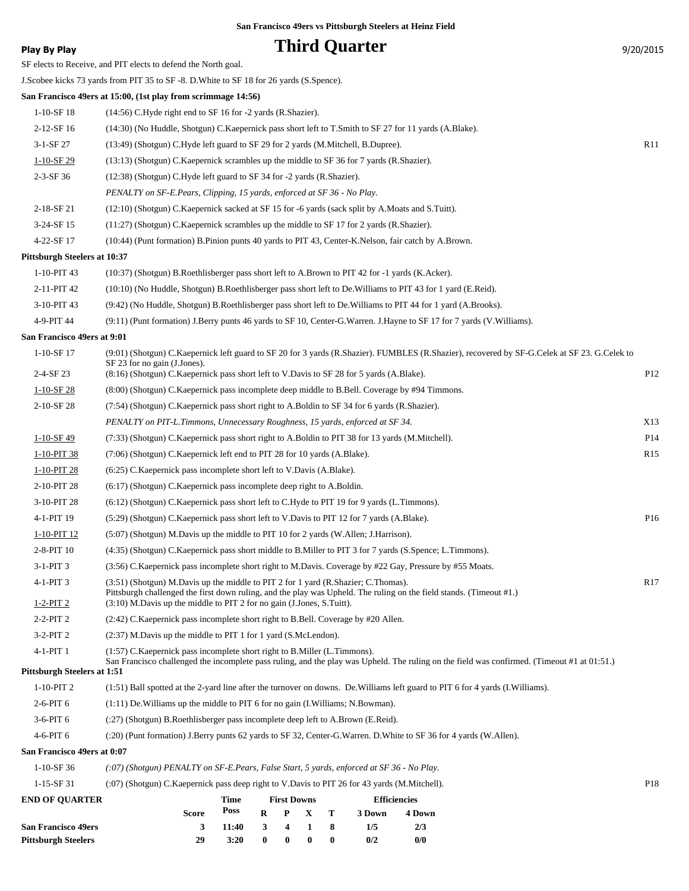San Francisco 49ers vs Pittsburgh Steelers at Heinz Field

**Play By Play**

# Third Quarter

9/20/2015

SF elects to Receive, and PIT elects to defend the North goal.

J.Scobee kicks 73 yards from PIT 35 to SF -8. D.White to SF 18 for 26 yards (S.Spence).

**San Francisco 49ers at 15:00, (1st play from scrimmage 14:56)**

| | | |
|---|---|---|
| 1-10-SF 18 | (14:56) C.Hyde right end to SF 16 for -2 yards (R.Shazier). | |
| 2-12-SF 16 | (14:30) (No Huddle, Shotgun) C.Kaepernick pass short left to T.Smith to SF 27 for 11 yards (A.Blake). | |
| 3-1-SF 27 | (13:49) (Shotgun) C.Hyde left guard to SF 29 for 2 yards (M.Mitchell, B.Dupree). | R11 |
| 1-10-SF 29 | (13:13) (Shotgun) C.Kaepernick scrambles up the middle to SF 36 for 7 yards (R.Shazier). | |
| 2-3-SF 36 | (12:38) (Shotgun) C.Hyde left guard to SF 34 for -2 yards (R.Shazier). | |
| | *PENALTY on SF-E.Pears, Clipping, 15 yards, enforced at SF 36 - No Play.* | |
| 2-18-SF 21 | (12:10) (Shotgun) C.Kaepernick sacked at SF 15 for -6 yards (sack split by A.Moats and S.Tuitt). | |
| 3-24-SF 15 | (11:27) (Shotgun) C.Kaepernick scrambles up the middle to SF 17 for 2 yards (R.Shazier). | |
| 4-22-SF 17 | (10:44) (Punt formation) B.Pinion punts 40 yards to PIT 43, Center-K.Nelson, fair catch by A.Brown. | |

**Pittsburgh Steelers at 10:37**

| | | |
|---|---|---|
| 1-10-PIT 43 | (10:37) (Shotgun) B.Roethlisberger pass short left to A.Brown to PIT 42 for -1 yards (K.Acker). | |
| 2-11-PIT 42 | (10:10) (No Huddle, Shotgun) B.Roethlisberger pass short left to De.Williams to PIT 43 for 1 yard (E.Reid). | |
| 3-10-PIT 43 | (9:42) (No Huddle, Shotgun) B.Roethlisberger pass short left to De.Williams to PIT 44 for 1 yard (A.Brooks). | |
| 4-9-PIT 44 | (9:11) (Punt formation) J.Berry punts 46 yards to SF 10, Center-G.Warren. J.Hayne to SF 17 for 7 yards (V.Williams). | |

**San Francisco 49ers at 9:01**

| | | |
|---|---|---|
| 1-10-SF 17 | (9:01) (Shotgun) C.Kaepernick left guard to SF 20 for 3 yards (R.Shazier). FUMBLES (R.Shazier), recovered by SF-G.Celek at SF 23. G.Celek to SF 23 for no gain (J.Jones). | |
| 2-4-SF 23 | (8:16) (Shotgun) C.Kaepernick pass short left to V.Davis to SF 28 for 5 yards (A.Blake). | P12 |
| 1-10-SF 28 | (8:00) (Shotgun) C.Kaepernick pass incomplete deep middle to B.Bell. Coverage by #94 Timmons. | |
| 2-10-SF 28 | (7:54) (Shotgun) C.Kaepernick pass short right to A.Boldin to SF 34 for 6 yards (R.Shazier). | |
| | *PENALTY on PIT-L.Timmons, Unnecessary Roughness, 15 yards, enforced at SF 34.* | X13 |
| 1-10-SF 49 | (7:33) (Shotgun) C.Kaepernick pass short right to A.Boldin to PIT 38 for 13 yards (M.Mitchell). | P14 |
| 1-10-PIT 38 | (7:06) (Shotgun) C.Kaepernick left end to PIT 28 for 10 yards (A.Blake). | R15 |
| 1-10-PIT 28 | (6:25) C.Kaepernick pass incomplete short left to V.Davis (A.Blake). | |
| 2-10-PIT 28 | (6:17) (Shotgun) C.Kaepernick pass incomplete deep right to A.Boldin. | |
| 3-10-PIT 28 | (6:12) (Shotgun) C.Kaepernick pass short left to C.Hyde to PIT 19 for 9 yards (L.Timmons). | |
| 4-1-PIT 19 | (5:29) (Shotgun) C.Kaepernick pass short left to V.Davis to PIT 12 for 7 yards (A.Blake). | P16 |
| 1-10-PIT 12 | (5:07) (Shotgun) M.Davis up the middle to PIT 10 for 2 yards (W.Allen; J.Harrison). | |
| 2-8-PIT 10 | (4:35) (Shotgun) C.Kaepernick pass short middle to B.Miller to PIT 3 for 7 yards (S.Spence; L.Timmons). | |
| 3-1-PIT 3 | (3:56) C.Kaepernick pass incomplete short right to M.Davis. Coverage by #22 Gay, Pressure by #55 Moats. | |
| 4-1-PIT 3 | (3:51) (Shotgun) M.Davis up the middle to PIT 2 for 1 yard (R.Shazier; C.Thomas). Pittsburgh challenged the first down ruling, and the play was Upheld. The ruling on the field stands. (Timeout #1.) | R17 |
| 1-2-PIT 2 | (3:10) M.Davis up the middle to PIT 2 for no gain (J.Jones, S.Tuitt). | |
| 2-2-PIT 2 | (2:42) C.Kaepernick pass incomplete short right to B.Bell. Coverage by #20 Allen. | |
| 3-2-PIT 2 | (2:37) M.Davis up the middle to PIT 1 for 1 yard (S.McLendon). | |
| 4-1-PIT 1 | (1:57) C.Kaepernick pass incomplete short right to B.Miller (L.Timmons). San Francisco challenged the incomplete pass ruling, and the play was Upheld. The ruling on the field was confirmed. (Timeout #1 at 01:51.) | |

**Pittsburgh Steelers at 1:51**

| | | |
|---|---|---|
| 1-10-PIT 2 | (1:51) Ball spotted at the 2-yard line after the turnover on downs. De.Williams left guard to PIT 6 for 4 yards (I.Williams). | |
| 2-6-PIT 6 | (1:11) De.Williams up the middle to PIT 6 for no gain (I.Williams; N.Bowman). | |
| 3-6-PIT 6 | (:27) (Shotgun) B.Roethlisberger pass incomplete deep left to A.Brown (E.Reid). | |
| 4-6-PIT 6 | (:20) (Punt formation) J.Berry punts 62 yards to SF 32, Center-G.Warren. D.White to SF 36 for 4 yards (W.Allen). | |

**San Francisco 49ers at 0:07**

| | | |
|---|---|---|
| 1-10-SF 36 | *(:07) (Shotgun) PENALTY on SF-E.Pears, False Start, 5 yards, enforced at SF 36 - No Play.* | |
| 1-15-SF 31 | (:07) (Shotgun) C.Kaepernick pass deep right to V.Davis to PIT 26 for 43 yards (M.Mitchell). | P18 |

| END OF QUARTER | Score | Time Poss | First Downs R | P | X | T | Efficiencies 3 Down | 4 Down |
|---|---|---|---|---|---|---|---|---|
| San Francisco 49ers | 3 | 11:40 | 3 | 4 | 1 | 8 | 1/5 | 2/3 |
| Pittsburgh Steelers | 29 | 3:20 | 0 | 0 | 0 | 0 | 0/2 | 0/0 |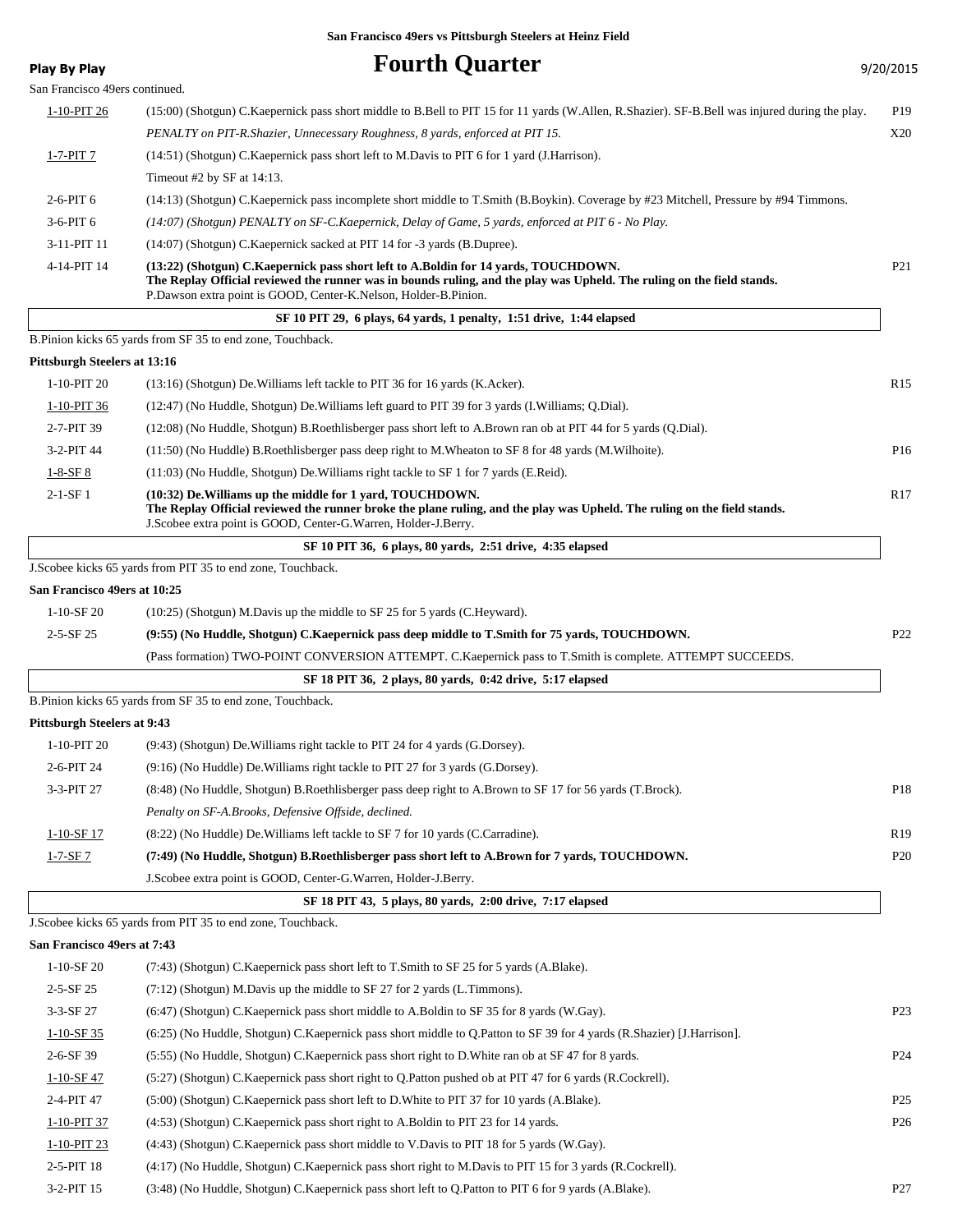San Francisco 49ers vs Pittsburgh Steelers at Heinz Field

**Play By Play** 

# Fourth Quarter

9/20/2015

San Francisco 49ers continued.

| Down | Play | |
|---|---|---|
| 1-10-PIT 26 | (15:00) (Shotgun) C.Kaepernick pass short middle to B.Bell to PIT 15 for 11 yards (W.Allen, R.Shazier). SF-B.Bell was injured during the play. | P19 |
| | *PENALTY on PIT-R.Shazier, Unnecessary Roughness, 8 yards, enforced at PIT 15.* | X20 |
| 1-7-PIT 7 | (14:51) (Shotgun) C.Kaepernick pass short left to M.Davis to PIT 6 for 1 yard (J.Harrison). | |
| | Timeout #2 by SF at 14:13. | |
| 2-6-PIT 6 | (14:13) (Shotgun) C.Kaepernick pass incomplete short middle to T.Smith (B.Boykin). Coverage by #23 Mitchell, Pressure by #94 Timmons. | |
| 3-6-PIT 6 | *(14:07) (Shotgun) PENALTY on SF-C.Kaepernick, Delay of Game, 5 yards, enforced at PIT 6 - No Play.* | |
| 3-11-PIT 11 | (14:07) (Shotgun) C.Kaepernick sacked at PIT 14 for -3 yards (B.Dupree). | |
| 4-14-PIT 14 | **(13:22) (Shotgun) C.Kaepernick pass short left to A.Boldin for 14 yards, TOUCHDOWN. The Replay Official reviewed the runner was in bounds ruling, and the play was Upheld. The ruling on the field stands.** P.Dawson extra point is GOOD, Center-K.Nelson, Holder-B.Pinion. | P21 |
| | **SF 10 PIT 29, 6 plays, 64 yards, 1 penalty, 1:51 drive, 1:44 elapsed** | |

B.Pinion kicks 65 yards from SF 35 to end zone, Touchback.

**Pittsburgh Steelers at 13:16**

| Down | Play | |
|---|---|---|
| 1-10-PIT 20 | (13:16) (Shotgun) De.Williams left tackle to PIT 36 for 16 yards (K.Acker). | R15 |
| 1-10-PIT 36 | (12:47) (No Huddle, Shotgun) De.Williams left guard to PIT 39 for 3 yards (I.Williams; Q.Dial). | |
| 2-7-PIT 39 | (12:08) (No Huddle, Shotgun) B.Roethlisberger pass short left to A.Brown ran ob at PIT 44 for 5 yards (Q.Dial). | |
| 3-2-PIT 44 | (11:50) (No Huddle) B.Roethlisberger pass deep right to M.Wheaton to SF 8 for 48 yards (M.Wilhoite). | P16 |
| 1-8-SF 8 | (11:03) (No Huddle, Shotgun) De.Williams right tackle to SF 1 for 7 yards (E.Reid). | |
| 2-1-SF 1 | **(10:32) De.Williams up the middle for 1 yard, TOUCHDOWN. The Replay Official reviewed the runner broke the plane ruling, and the play was Upheld. The ruling on the field stands.** J.Scobee extra point is GOOD, Center-G.Warren, Holder-J.Berry. | R17 |
| | **SF 10 PIT 36, 6 plays, 80 yards, 2:51 drive, 4:35 elapsed** | |

J.Scobee kicks 65 yards from PIT 35 to end zone, Touchback.

**San Francisco 49ers at 10:25**

| Down | Play | |
|---|---|---|
| 1-10-SF 20 | (10:25) (Shotgun) M.Davis up the middle to SF 25 for 5 yards (C.Heyward). | |
| 2-5-SF 25 | **(9:55) (No Huddle, Shotgun) C.Kaepernick pass deep middle to T.Smith for 75 yards, TOUCHDOWN.** | P22 |
| | (Pass formation) TWO-POINT CONVERSION ATTEMPT. C.Kaepernick pass to T.Smith is complete. ATTEMPT SUCCEEDS. | |
| | **SF 18 PIT 36, 2 plays, 80 yards, 0:42 drive, 5:17 elapsed** | |

B.Pinion kicks 65 yards from SF 35 to end zone, Touchback.

**Pittsburgh Steelers at 9:43**

| Down | Play | |
|---|---|---|
| 1-10-PIT 20 | (9:43) (Shotgun) De.Williams right tackle to PIT 24 for 4 yards (G.Dorsey). | |
| 2-6-PIT 24 | (9:16) (No Huddle) De.Williams right tackle to PIT 27 for 3 yards (G.Dorsey). | |
| 3-3-PIT 27 | (8:48) (No Huddle, Shotgun) B.Roethlisberger pass deep right to A.Brown to SF 17 for 56 yards (T.Brock). | P18 |
| | *Penalty on SF-A.Brooks, Defensive Offside, declined.* | |
| 1-10-SF 17 | (8:22) (No Huddle) De.Williams left tackle to SF 7 for 10 yards (C.Carradine). | R19 |
| 1-7-SF 7 | **(7:49) (No Huddle, Shotgun) B.Roethlisberger pass short left to A.Brown for 7 yards, TOUCHDOWN.** | P20 |
| | J.Scobee extra point is GOOD, Center-G.Warren, Holder-J.Berry. | |
| | **SF 18 PIT 43, 5 plays, 80 yards, 2:00 drive, 7:17 elapsed** | |

J.Scobee kicks 65 yards from PIT 35 to end zone, Touchback.

**San Francisco 49ers at 7:43**

| Down | Play | |
|---|---|---|
| 1-10-SF 20 | (7:43) (Shotgun) C.Kaepernick pass short left to T.Smith to SF 25 for 5 yards (A.Blake). | |
| 2-5-SF 25 | (7:12) (Shotgun) M.Davis up the middle to SF 27 for 2 yards (L.Timmons). | |
| 3-3-SF 27 | (6:47) (Shotgun) C.Kaepernick pass short middle to A.Boldin to SF 35 for 8 yards (W.Gay). | P23 |
| 1-10-SF 35 | (6:25) (No Huddle, Shotgun) C.Kaepernick pass short middle to Q.Patton to SF 39 for 4 yards (R.Shazier) [J.Harrison]. | |
| 2-6-SF 39 | (5:55) (No Huddle, Shotgun) C.Kaepernick pass short right to D.White ran ob at SF 47 for 8 yards. | P24 |
| 1-10-SF 47 | (5:27) (Shotgun) C.Kaepernick pass short right to Q.Patton pushed ob at PIT 47 for 6 yards (R.Cockrell). | |
| 2-4-PIT 47 | (5:00) (Shotgun) C.Kaepernick pass short left to D.White to PIT 37 for 10 yards (A.Blake). | P25 |
| 1-10-PIT 37 | (4:53) (Shotgun) C.Kaepernick pass short right to A.Boldin to PIT 23 for 14 yards. | P26 |
| 1-10-PIT 23 | (4:43) (Shotgun) C.Kaepernick pass short middle to V.Davis to PIT 18 for 5 yards (W.Gay). | |
| 2-5-PIT 18 | (4:17) (No Huddle, Shotgun) C.Kaepernick pass short right to M.Davis to PIT 15 for 3 yards (R.Cockrell). | |
| 3-2-PIT 15 | (3:48) (No Huddle, Shotgun) C.Kaepernick pass short left to Q.Patton to PIT 6 for 9 yards (A.Blake). | P27 |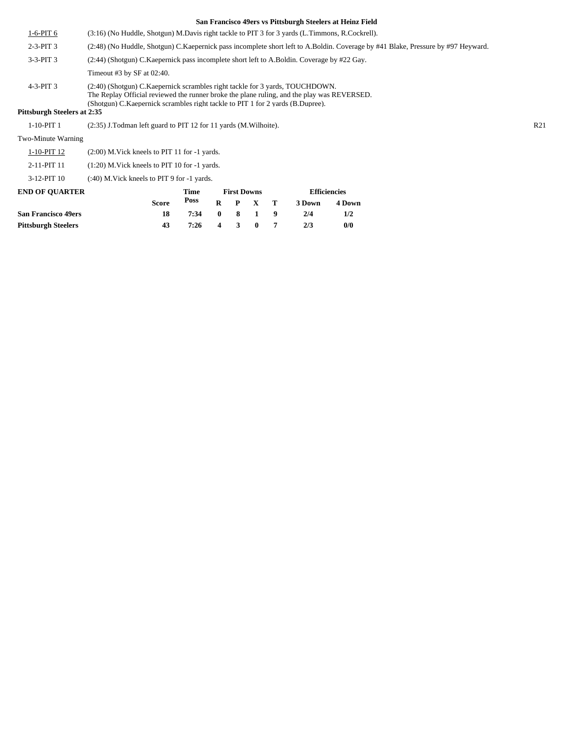**San Francisco 49ers vs Pittsburgh Steelers at Heinz Field**

| | | |
|---|---|---|
| 1-6-PIT 6 | (3:16) (No Huddle, Shotgun) M.Davis right tackle to PIT 3 for 3 yards (L.Timmons, R.Cockrell). | |
| 2-3-PIT 3 | (2:48) (No Huddle, Shotgun) C.Kaepernick pass incomplete short left to A.Boldin. Coverage by #41 Blake, Pressure by #97 Heyward. | |
| 3-3-PIT 3 | (2:44) (Shotgun) C.Kaepernick pass incomplete short left to A.Boldin. Coverage by #22 Gay. | |
| | Timeout #3 by SF at 02:40. | |
| 4-3-PIT 3 | (2:40) (Shotgun) C.Kaepernick scrambles right tackle for 3 yards, TOUCHDOWN. The Replay Official reviewed the runner broke the plane ruling, and the play was REVERSED. (Shotgun) C.Kaepernick scrambles right tackle to PIT 1 for 2 yards (B.Dupree). | |

**Pittsburgh Steelers at 2:35**

| | | |
|---|---|---|
| 1-10-PIT 1 | (2:35) J.Todman left guard to PIT 12 for 11 yards (M.Wilhoite). | R21 |
| Two-Minute Warning | | |
| 1-10-PIT 12 | (2:00) M.Vick kneels to PIT 11 for -1 yards. | |
| 2-11-PIT 11 | (1:20) M.Vick kneels to PIT 10 for -1 yards. | |
| 3-12-PIT 10 | (:40) M.Vick kneels to PIT 9 for -1 yards. | |

| END OF QUARTER | Score | Time Poss | First Downs R | P | X | T | Efficiencies 3 Down | 4 Down |
|---|---|---|---|---|---|---|---|---|
| San Francisco 49ers | 18 | 7:34 | 0 | 8 | 1 | 9 | 2/4 | 1/2 |
| Pittsburgh Steelers | 43 | 7:26 | 4 | 3 | 0 | 7 | 2/3 | 0/0 |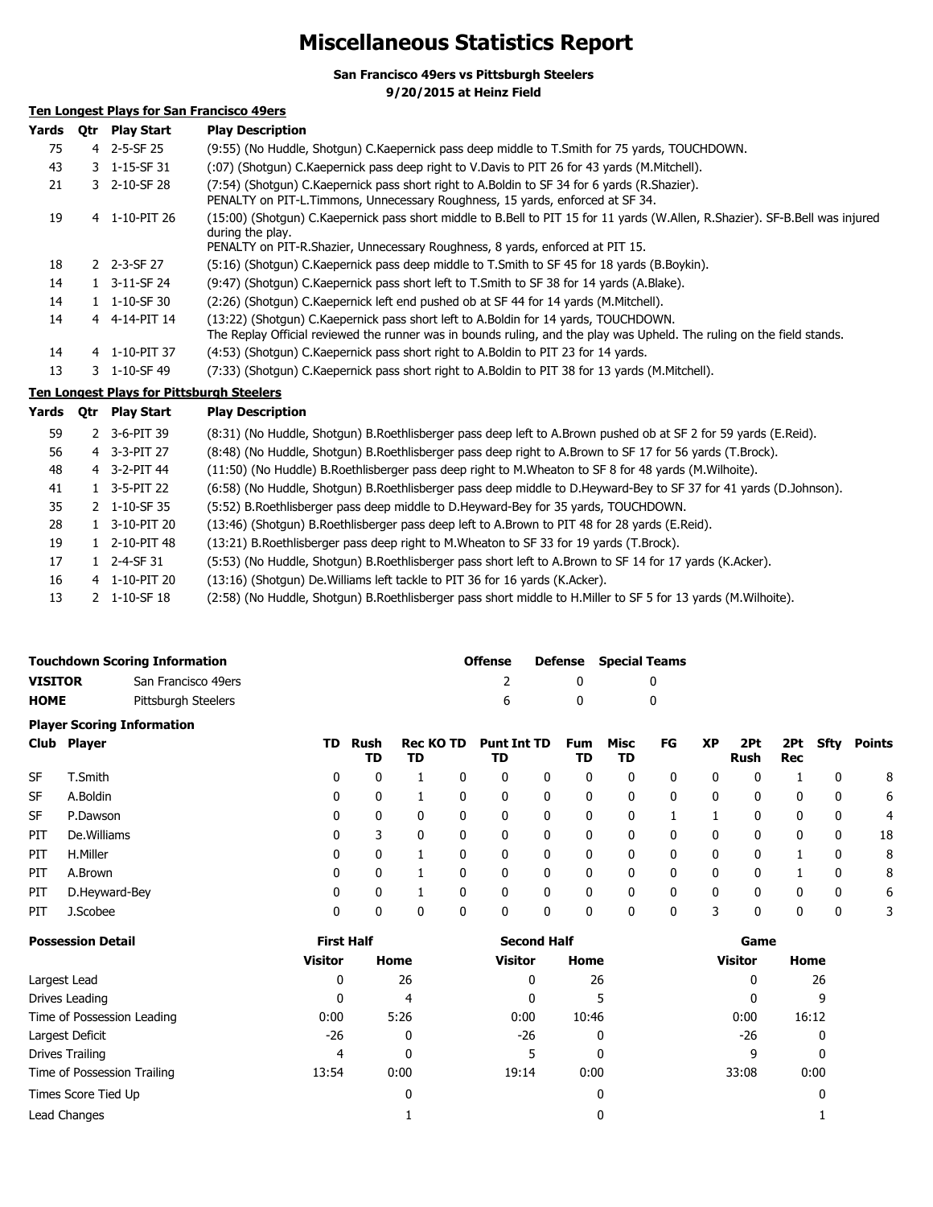# Miscellaneous Statistics Report

**San Francisco 49ers vs Pittsburgh Steelers**
**9/20/2015 at Heinz Field**

## Ten Longest Plays for San Francisco 49ers

| Yards | Qtr | Play Start | Play Description |
|---|---|---|---|
| 75 | 4 | 2-5-SF 25 | (9:55) (No Huddle, Shotgun) C.Kaepernick pass deep middle to T.Smith for 75 yards, TOUCHDOWN. |
| 43 | 3 | 1-15-SF 31 | (:07) (Shotgun) C.Kaepernick pass deep right to V.Davis to PIT 26 for 43 yards (M.Mitchell). |
| 21 | 3 | 2-10-SF 28 | (7:54) (Shotgun) C.Kaepernick pass short right to A.Boldin to SF 34 for 6 yards (R.Shazier). PENALTY on PIT-L.Timmons, Unnecessary Roughness, 15 yards, enforced at SF 34. |
| 19 | 4 | 1-10-PIT 26 | (15:00) (Shotgun) C.Kaepernick pass short middle to B.Bell to PIT 15 for 11 yards (W.Allen, R.Shazier). SF-B.Bell was injured during the play. PENALTY on PIT-R.Shazier, Unnecessary Roughness, 8 yards, enforced at PIT 15. |
| 18 | 2 | 2-3-SF 27 | (5:16) (Shotgun) C.Kaepernick pass deep middle to T.Smith to SF 45 for 18 yards (B.Boykin). |
| 14 | 1 | 3-11-SF 24 | (9:47) (Shotgun) C.Kaepernick pass short left to T.Smith to SF 38 for 14 yards (A.Blake). |
| 14 | 1 | 1-10-SF 30 | (2:26) (Shotgun) C.Kaepernick left end pushed ob at SF 44 for 14 yards (M.Mitchell). |
| 14 | 4 | 4-14-PIT 14 | (13:22) (Shotgun) C.Kaepernick pass short left to A.Boldin for 14 yards, TOUCHDOWN. The Replay Official reviewed the runner was in bounds ruling, and the play was Upheld. The ruling on the field stands. |
| 14 | 4 | 1-10-PIT 37 | (4:53) (Shotgun) C.Kaepernick pass short right to A.Boldin to PIT 23 for 14 yards. |
| 13 | 3 | 1-10-SF 49 | (7:33) (Shotgun) C.Kaepernick pass short right to A.Boldin to PIT 38 for 13 yards (M.Mitchell). |

## Ten Longest Plays for Pittsburgh Steelers

| Yards | Qtr | Play Start | Play Description |
|---|---|---|---|
| 59 | 2 | 3-6-PIT 39 | (8:31) (No Huddle, Shotgun) B.Roethlisberger pass deep left to A.Brown pushed ob at SF 2 for 59 yards (E.Reid). |
| 56 | 4 | 3-3-PIT 27 | (8:48) (No Huddle, Shotgun) B.Roethlisberger pass deep right to A.Brown to SF 17 for 56 yards (T.Brock). |
| 48 | 4 | 3-2-PIT 44 | (11:50) (No Huddle) B.Roethlisberger pass deep right to M.Wheaton to SF 8 for 48 yards (M.Wilhoite). |
| 41 | 1 | 3-5-PIT 22 | (6:58) (No Huddle, Shotgun) B.Roethlisberger pass deep middle to D.Heyward-Bey to SF 37 for 41 yards (D.Johnson). |
| 35 | 2 | 1-10-SF 35 | (5:52) B.Roethlisberger pass deep middle to D.Heyward-Bey for 35 yards, TOUCHDOWN. |
| 28 | 1 | 3-10-PIT 20 | (13:46) (Shotgun) B.Roethlisberger pass deep left to A.Brown to PIT 48 for 28 yards (E.Reid). |
| 19 | 1 | 2-10-PIT 48 | (13:21) B.Roethlisberger pass deep right to M.Wheaton to SF 33 for 19 yards (T.Brock). |
| 17 | 1 | 2-4-SF 31 | (5:53) (No Huddle, Shotgun) B.Roethlisberger pass short left to A.Brown to SF 14 for 17 yards (K.Acker). |
| 16 | 4 | 1-10-PIT 20 | (13:16) (Shotgun) De.Williams left tackle to PIT 36 for 16 yards (K.Acker). |
| 13 | 2 | 1-10-SF 18 | (2:58) (No Huddle, Shotgun) B.Roethlisberger pass short middle to H.Miller to SF 5 for 13 yards (M.Wilhoite). |

## Touchdown Scoring Information

| | | Offense | Defense | Special Teams |
|---|---|---|---|---|
| **VISITOR** | San Francisco 49ers | 2 | 0 | 0 |
| **HOME** | Pittsburgh Steelers | 6 | 0 | 0 |

## Player Scoring Information

| Club | Player | TD | Rush TD | Rec TD | KO TD | Punt TD | Int TD | Fum TD | Misc TD | FG | XP | 2Pt Rush | 2Pt Rec | Sfty | Points |
|---|---|---|---|---|---|---|---|---|---|---|---|---|---|---|---|
| SF | T.Smith | 0 | 0 | 1 | 0 | 0 | 0 | 0 | 0 | 0 | 0 | 0 | 1 | 0 | 8 |
| SF | A.Boldin | 0 | 0 | 1 | 0 | 0 | 0 | 0 | 0 | 0 | 0 | 0 | 0 | 0 | 6 |
| SF | P.Dawson | 0 | 0 | 0 | 0 | 0 | 0 | 0 | 0 | 1 | 1 | 0 | 0 | 0 | 4 |
| PIT | De.Williams | 0 | 3 | 0 | 0 | 0 | 0 | 0 | 0 | 0 | 0 | 0 | 0 | 0 | 18 |
| PIT | H.Miller | 0 | 0 | 1 | 0 | 0 | 0 | 0 | 0 | 0 | 0 | 0 | 1 | 0 | 8 |
| PIT | A.Brown | 0 | 0 | 1 | 0 | 0 | 0 | 0 | 0 | 0 | 0 | 0 | 1 | 0 | 8 |
| PIT | D.Heyward-Bey | 0 | 0 | 1 | 0 | 0 | 0 | 0 | 0 | 0 | 0 | 0 | 0 | 0 | 6 |
| PIT | J.Scobee | 0 | 0 | 0 | 0 | 0 | 0 | 0 | 0 | 0 | 3 | 0 | 0 | 0 | 3 |

## Possession Detail

| | First Half | | Second Half | | Game | |
|---|---|---|---|---|---|---|
| | Visitor | Home | Visitor | Home | Visitor | Home |
| Largest Lead | 0 | 26 | 0 | 26 | 0 | 26 |
| Drives Leading | 0 | 4 | 0 | 5 | 0 | 9 |
| Time of Possession Leading | 0:00 | 5:26 | 0:00 | 10:46 | 0:00 | 16:12 |
| Largest Deficit | -26 | 0 | -26 | 0 | -26 | 0 |
| Drives Trailing | 4 | 0 | 5 | 0 | 9 | 0 |
| Time of Possession Trailing | 13:54 | 0:00 | 19:14 | 0:00 | 33:08 | 0:00 |
| Times Score Tied Up | | 0 | | 0 | | 0 |
| Lead Changes | | 1 | | 0 | | 1 |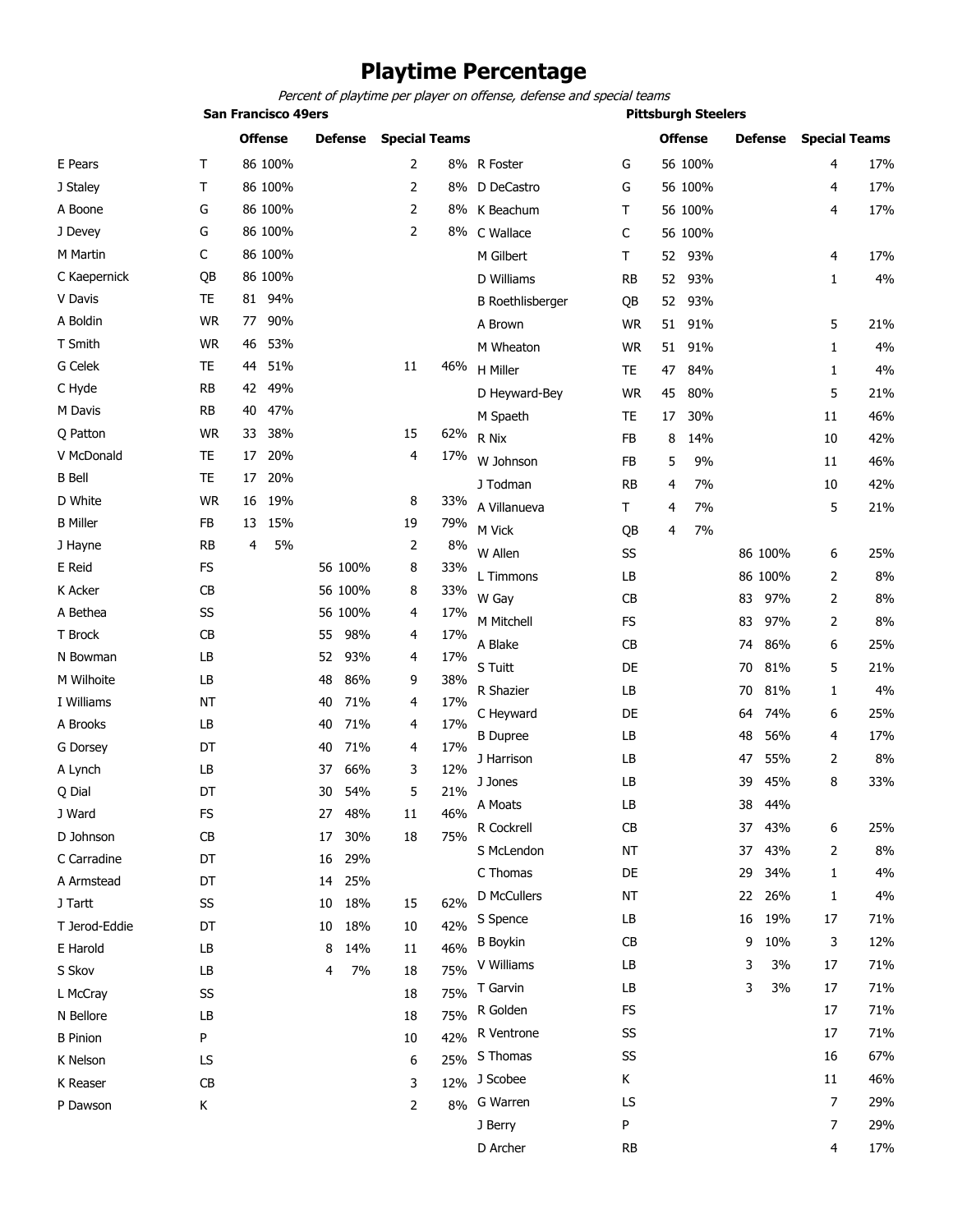# Playtime Percentage

*Percent of playtime per player on offense, defense and special teams*

## San Francisco 49ers

| Player | Pos | Offense | | Defense | | Special Teams | |
|---|---|---|---|---|---|---|---|
| E Pears | T | 86 | 100% | | | 2 | 8% |
| J Staley | T | 86 | 100% | | | 2 | 8% |
| A Boone | G | 86 | 100% | | | 2 | 8% |
| J Devey | G | 86 | 100% | | | 2 | 8% |
| M Martin | C | 86 | 100% | | | | |
| C Kaepernick | QB | 86 | 100% | | | | |
| V Davis | TE | 81 | 94% | | | | |
| A Boldin | WR | 77 | 90% | | | | |
| T Smith | WR | 46 | 53% | | | | |
| G Celek | TE | 44 | 51% | | | 11 | 46% |
| C Hyde | RB | 42 | 49% | | | | |
| M Davis | RB | 40 | 47% | | | | |
| Q Patton | WR | 33 | 38% | | | 15 | 62% |
| V McDonald | TE | 17 | 20% | | | 4 | 17% |
| B Bell | TE | 17 | 20% | | | | |
| D White | WR | 16 | 19% | | | 8 | 33% |
| B Miller | FB | 13 | 15% | | | 19 | 79% |
| J Hayne | RB | 4 | 5% | | | 2 | 8% |
| E Reid | FS | | | 56 | 100% | 8 | 33% |
| K Acker | CB | | | 56 | 100% | 8 | 33% |
| A Bethea | SS | | | 56 | 100% | 4 | 17% |
| T Brock | CB | | | 55 | 98% | 4 | 17% |
| N Bowman | LB | | | 52 | 93% | 4 | 17% |
| M Wilhoite | LB | | | 48 | 86% | 9 | 38% |
| I Williams | NT | | | 40 | 71% | 4 | 17% |
| A Brooks | LB | | | 40 | 71% | 4 | 17% |
| G Dorsey | DT | | | 40 | 71% | 4 | 17% |
| A Lynch | LB | | | 37 | 66% | 3 | 12% |
| Q Dial | DT | | | 30 | 54% | 5 | 21% |
| J Ward | FS | | | 27 | 48% | 11 | 46% |
| D Johnson | CB | | | 17 | 30% | 18 | 75% |
| C Carradine | DT | | | 16 | 29% | | |
| A Armstead | DT | | | 14 | 25% | | |
| J Tartt | SS | | | 10 | 18% | 15 | 62% |
| T Jerod-Eddie | DT | | | 10 | 18% | 10 | 42% |
| E Harold | LB | | | 8 | 14% | 11 | 46% |
| S Skov | LB | | | 4 | 7% | 18 | 75% |
| L McCray | SS | | | | | 18 | 75% |
| N Bellore | LB | | | | | 18 | 75% |
| B Pinion | P | | | | | 10 | 42% |
| K Nelson | LS | | | | | 6 | 25% |
| K Reaser | CB | | | | | 3 | 12% |
| P Dawson | K | | | | | 2 | 8% |

## Pittsburgh Steelers

| Player | Pos | Offense | | Defense | | Special Teams | |
|---|---|---|---|---|---|---|---|
| R Foster | G | 56 | 100% | | | 4 | 17% |
| D DeCastro | G | 56 | 100% | | | 4 | 17% |
| K Beachum | T | 56 | 100% | | | 4 | 17% |
| C Wallace | C | 56 | 100% | | | | |
| M Gilbert | T | 52 | 93% | | | 4 | 17% |
| D Williams | RB | 52 | 93% | | | 1 | 4% |
| B Roethlisberger | QB | 52 | 93% | | | | |
| A Brown | WR | 51 | 91% | | | 5 | 21% |
| M Wheaton | WR | 51 | 91% | | | 1 | 4% |
| H Miller | TE | 47 | 84% | | | 1 | 4% |
| D Heyward-Bey | WR | 45 | 80% | | | 5 | 21% |
| M Spaeth | TE | 17 | 30% | | | 11 | 46% |
| R Nix | FB | 8 | 14% | | | 10 | 42% |
| W Johnson | FB | 5 | 9% | | | 11 | 46% |
| J Todman | RB | 4 | 7% | | | 10 | 42% |
| A Villanueva | T | 4 | 7% | | | 5 | 21% |
| M Vick | QB | 4 | 7% | | | | |
| W Allen | SS | | | 86 | 100% | 6 | 25% |
| L Timmons | LB | | | 86 | 100% | 2 | 8% |
| W Gay | CB | | | 83 | 97% | 2 | 8% |
| M Mitchell | FS | | | 83 | 97% | 2 | 8% |
| A Blake | CB | | | 74 | 86% | 6 | 25% |
| S Tuitt | DE | | | 70 | 81% | 5 | 21% |
| R Shazier | LB | | | 70 | 81% | 1 | 4% |
| C Heyward | DE | | | 64 | 74% | 6 | 25% |
| B Dupree | LB | | | 48 | 56% | 4 | 17% |
| J Harrison | LB | | | 47 | 55% | 2 | 8% |
| J Jones | LB | | | 39 | 45% | 8 | 33% |
| A Moats | LB | | | 38 | 44% | | |
| R Cockrell | CB | | | 37 | 43% | 6 | 25% |
| S McLendon | NT | | | 37 | 43% | 2 | 8% |
| C Thomas | DE | | | 29 | 34% | 1 | 4% |
| D McCullers | NT | | | 22 | 26% | 1 | 4% |
| S Spence | LB | | | 16 | 19% | 17 | 71% |
| B Boykin | CB | | | 9 | 10% | 3 | 12% |
| V Williams | LB | | | 3 | 3% | 17 | 71% |
| T Garvin | LB | | | 3 | 3% | 17 | 71% |
| R Golden | FS | | | | | 17 | 71% |
| R Ventrone | SS | | | | | 17 | 71% |
| S Thomas | SS | | | | | 16 | 67% |
| J Scobee | K | | | | | 11 | 46% |
| G Warren | LS | | | | | 7 | 29% |
| J Berry | P | | | | | 7 | 29% |
| D Archer | RB | | | | | 4 | 17% |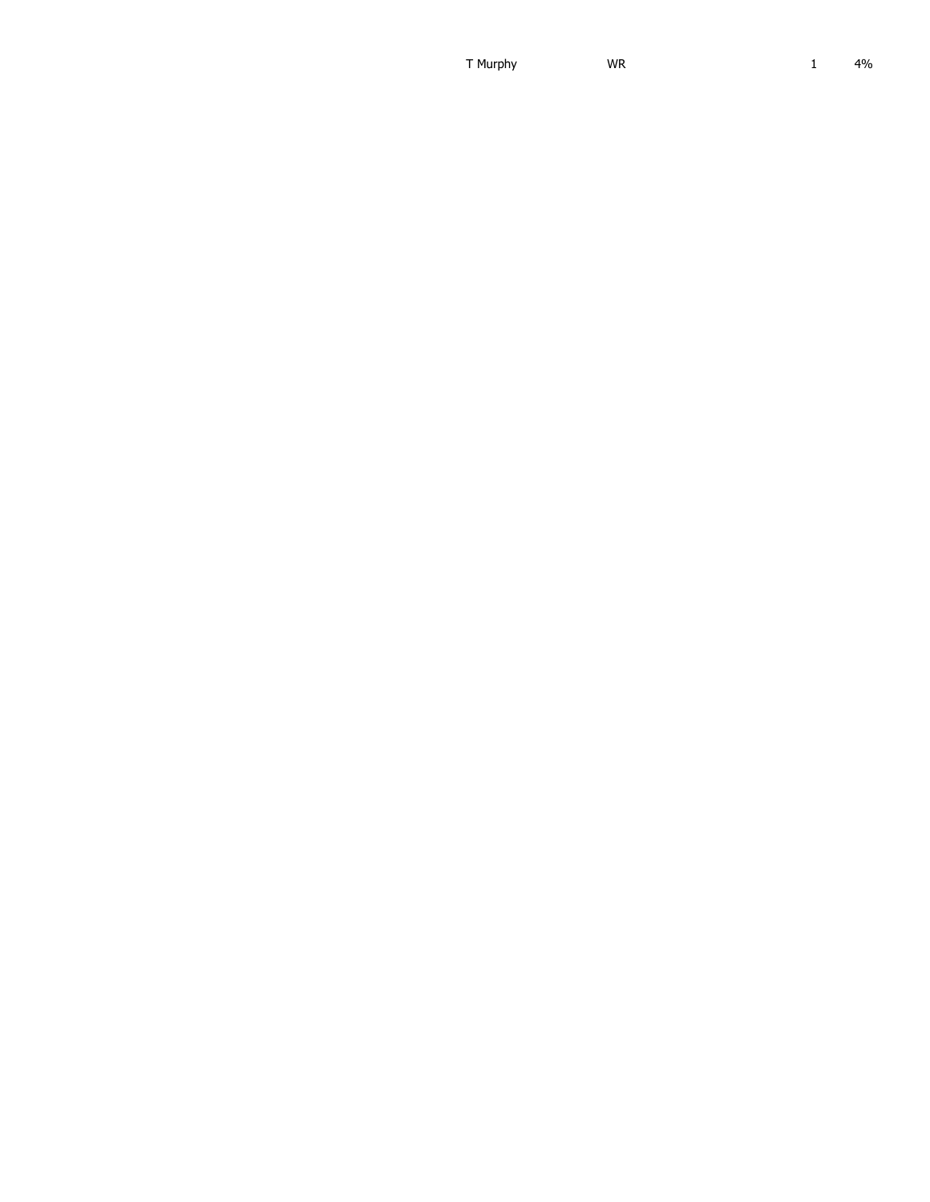| | | | |
|---|---|---|---|
| T Murphy | WR | 1 | 4% |